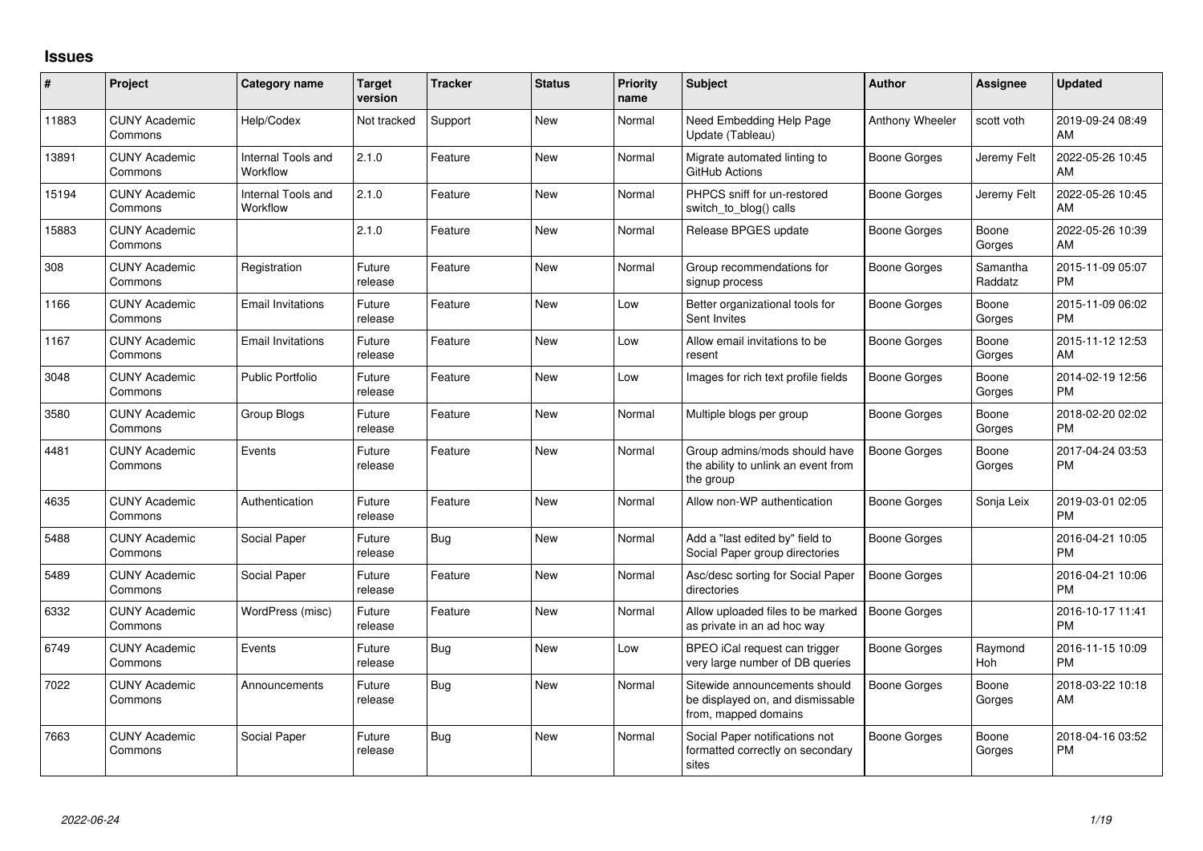# Issues

| # | Project | Category name | Target version | Tracker | Status | Priority name | Subject | Author | Assignee | Updated |
|---|---|---|---|---|---|---|---|---|---|---|
| 11883 | CUNY Academic Commons | Help/Codex | Not tracked | Support | New | Normal | Need Embedding Help Page Update (Tableau) | Anthony Wheeler | scott voth | 2019-09-24 08:49 AM |
| 13891 | CUNY Academic Commons | Internal Tools and Workflow | 2.1.0 | Feature | New | Normal | Migrate automated linting to GitHub Actions | Boone Gorges | Jeremy Felt | 2022-05-26 10:45 AM |
| 15194 | CUNY Academic Commons | Internal Tools and Workflow | 2.1.0 | Feature | New | Normal | PHPCS sniff for un-restored switch_to_blog() calls | Boone Gorges | Jeremy Felt | 2022-05-26 10:45 AM |
| 15883 | CUNY Academic Commons | | 2.1.0 | Feature | New | Normal | Release BPGES update | Boone Gorges | Boone Gorges | 2022-05-26 10:39 AM |
| 308 | CUNY Academic Commons | Registration | Future release | Feature | New | Normal | Group recommendations for signup process | Boone Gorges | Samantha Raddatz | 2015-11-09 05:07 PM |
| 1166 | CUNY Academic Commons | Email Invitations | Future release | Feature | New | Low | Better organizational tools for Sent Invites | Boone Gorges | Boone Gorges | 2015-11-09 06:02 PM |
| 1167 | CUNY Academic Commons | Email Invitations | Future release | Feature | New | Low | Allow email invitations to be resent | Boone Gorges | Boone Gorges | 2015-11-12 12:53 AM |
| 3048 | CUNY Academic Commons | Public Portfolio | Future release | Feature | New | Low | Images for rich text profile fields | Boone Gorges | Boone Gorges | 2014-02-19 12:56 PM |
| 3580 | CUNY Academic Commons | Group Blogs | Future release | Feature | New | Normal | Multiple blogs per group | Boone Gorges | Boone Gorges | 2018-02-20 02:02 PM |
| 4481 | CUNY Academic Commons | Events | Future release | Feature | New | Normal | Group admins/mods should have the ability to unlink an event from the group | Boone Gorges | Boone Gorges | 2017-04-24 03:53 PM |
| 4635 | CUNY Academic Commons | Authentication | Future release | Feature | New | Normal | Allow non-WP authentication | Boone Gorges | Sonja Leix | 2019-03-01 02:05 PM |
| 5488 | CUNY Academic Commons | Social Paper | Future release | Bug | New | Normal | Add a "last edited by" field to Social Paper group directories | Boone Gorges | | 2016-04-21 10:05 PM |
| 5489 | CUNY Academic Commons | Social Paper | Future release | Feature | New | Normal | Asc/desc sorting for Social Paper directories | Boone Gorges | | 2016-04-21 10:06 PM |
| 6332 | CUNY Academic Commons | WordPress (misc) | Future release | Feature | New | Normal | Allow uploaded files to be marked as private in an ad hoc way | Boone Gorges | | 2016-10-17 11:41 PM |
| 6749 | CUNY Academic Commons | Events | Future release | Bug | New | Low | BPEO iCal request can trigger very large number of DB queries | Boone Gorges | Raymond Hoh | 2016-11-15 10:09 PM |
| 7022 | CUNY Academic Commons | Announcements | Future release | Bug | New | Normal | Sitewide announcements should be displayed on, and dismissable from, mapped domains | Boone Gorges | Boone Gorges | 2018-03-22 10:18 AM |
| 7663 | CUNY Academic Commons | Social Paper | Future release | Bug | New | Normal | Social Paper notifications not formatted correctly on secondary sites | Boone Gorges | Boone Gorges | 2018-04-16 03:52 PM |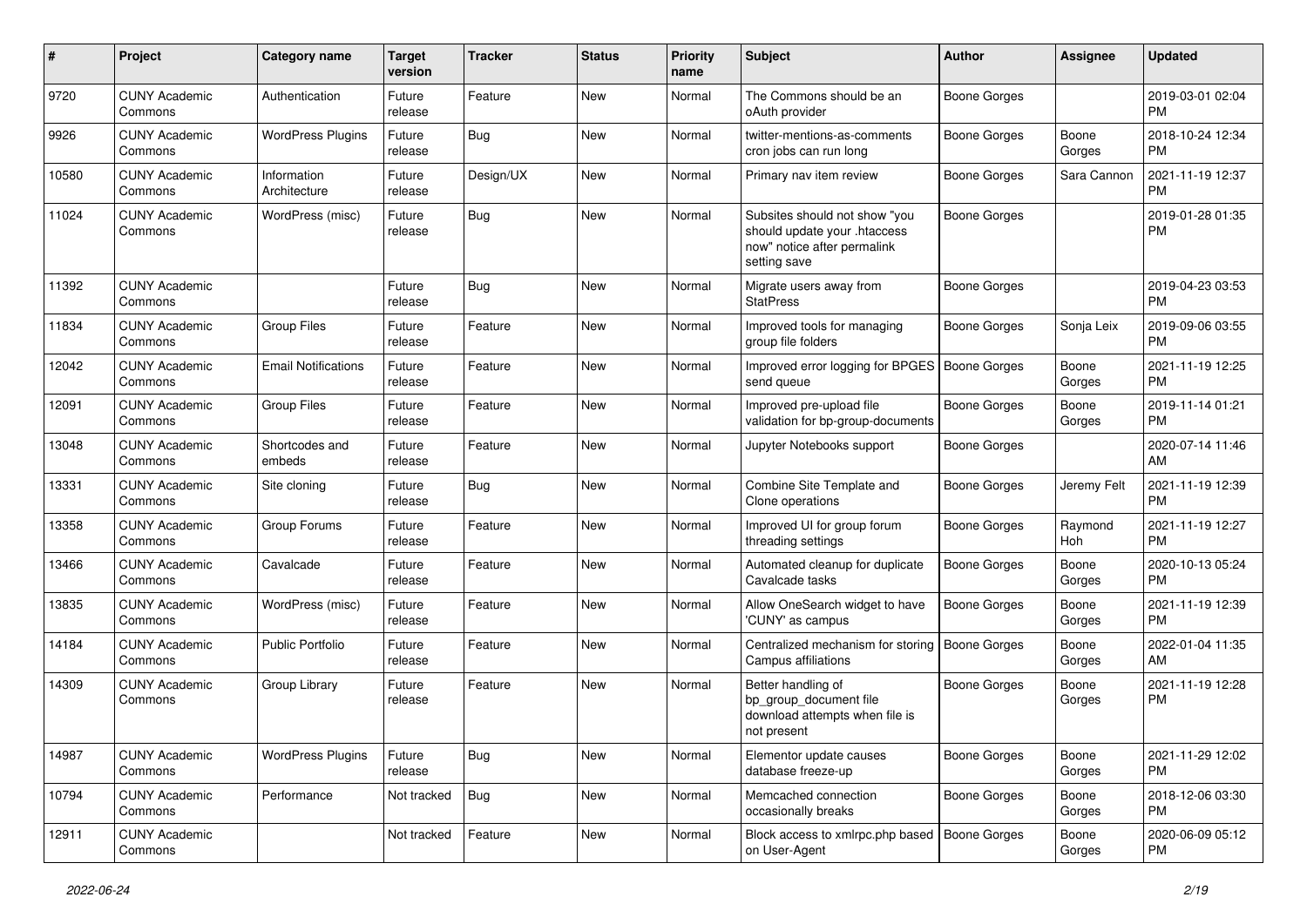| # | Project | Category name | Target version | Tracker | Status | Priority name | Subject | Author | Assignee | Updated |
|---|---|---|---|---|---|---|---|---|---|---|
| 9720 | CUNY Academic Commons | Authentication | Future release | Feature | New | Normal | The Commons should be an oAuth provider | Boone Gorges | | 2019-03-01 02:04 PM |
| 9926 | CUNY Academic Commons | WordPress Plugins | Future release | Bug | New | Normal | twitter-mentions-as-comments cron jobs can run long | Boone Gorges | Boone Gorges | 2018-10-24 12:34 PM |
| 10580 | CUNY Academic Commons | Information Architecture | Future release | Design/UX | New | Normal | Primary nav item review | Boone Gorges | Sara Cannon | 2021-11-19 12:37 PM |
| 11024 | CUNY Academic Commons | WordPress (misc) | Future release | Bug | New | Normal | Subsites should not show "you should update your .htaccess now" notice after permalink setting save | Boone Gorges | | 2019-01-28 01:35 PM |
| 11392 | CUNY Academic Commons | | Future release | Bug | New | Normal | Migrate users away from StatPress | Boone Gorges | | 2019-04-23 03:53 PM |
| 11834 | CUNY Academic Commons | Group Files | Future release | Feature | New | Normal | Improved tools for managing group file folders | Boone Gorges | Sonja Leix | 2019-09-06 03:55 PM |
| 12042 | CUNY Academic Commons | Email Notifications | Future release | Feature | New | Normal | Improved error logging for BPGES send queue | Boone Gorges | Boone Gorges | 2021-11-19 12:25 PM |
| 12091 | CUNY Academic Commons | Group Files | Future release | Feature | New | Normal | Improved pre-upload file validation for bp-group-documents | Boone Gorges | Boone Gorges | 2019-11-14 01:21 PM |
| 13048 | CUNY Academic Commons | Shortcodes and embeds | Future release | Feature | New | Normal | Jupyter Notebooks support | Boone Gorges | | 2020-07-14 11:46 AM |
| 13331 | CUNY Academic Commons | Site cloning | Future release | Bug | New | Normal | Combine Site Template and Clone operations | Boone Gorges | Jeremy Felt | 2021-11-19 12:39 PM |
| 13358 | CUNY Academic Commons | Group Forums | Future release | Feature | New | Normal | Improved UI for group forum threading settings | Boone Gorges | Raymond Hoh | 2021-11-19 12:27 PM |
| 13466 | CUNY Academic Commons | Cavalcade | Future release | Feature | New | Normal | Automated cleanup for duplicate Cavalcade tasks | Boone Gorges | Boone Gorges | 2020-10-13 05:24 PM |
| 13835 | CUNY Academic Commons | WordPress (misc) | Future release | Feature | New | Normal | Allow OneSearch widget to have 'CUNY' as campus | Boone Gorges | Boone Gorges | 2021-11-19 12:39 PM |
| 14184 | CUNY Academic Commons | Public Portfolio | Future release | Feature | New | Normal | Centralized mechanism for storing Campus affiliations | Boone Gorges | Boone Gorges | 2022-01-04 11:35 AM |
| 14309 | CUNY Academic Commons | Group Library | Future release | Feature | New | Normal | Better handling of bp_group_document file download attempts when file is not present | Boone Gorges | Boone Gorges | 2021-11-19 12:28 PM |
| 14987 | CUNY Academic Commons | WordPress Plugins | Future release | Bug | New | Normal | Elementor update causes database freeze-up | Boone Gorges | Boone Gorges | 2021-11-29 12:02 PM |
| 10794 | CUNY Academic Commons | Performance | Not tracked | Bug | New | Normal | Memcached connection occasionally breaks | Boone Gorges | Boone Gorges | 2018-12-06 03:30 PM |
| 12911 | CUNY Academic Commons | | Not tracked | Feature | New | Normal | Block access to xmlrpc.php based on User-Agent | Boone Gorges | Boone Gorges | 2020-06-09 05:12 PM |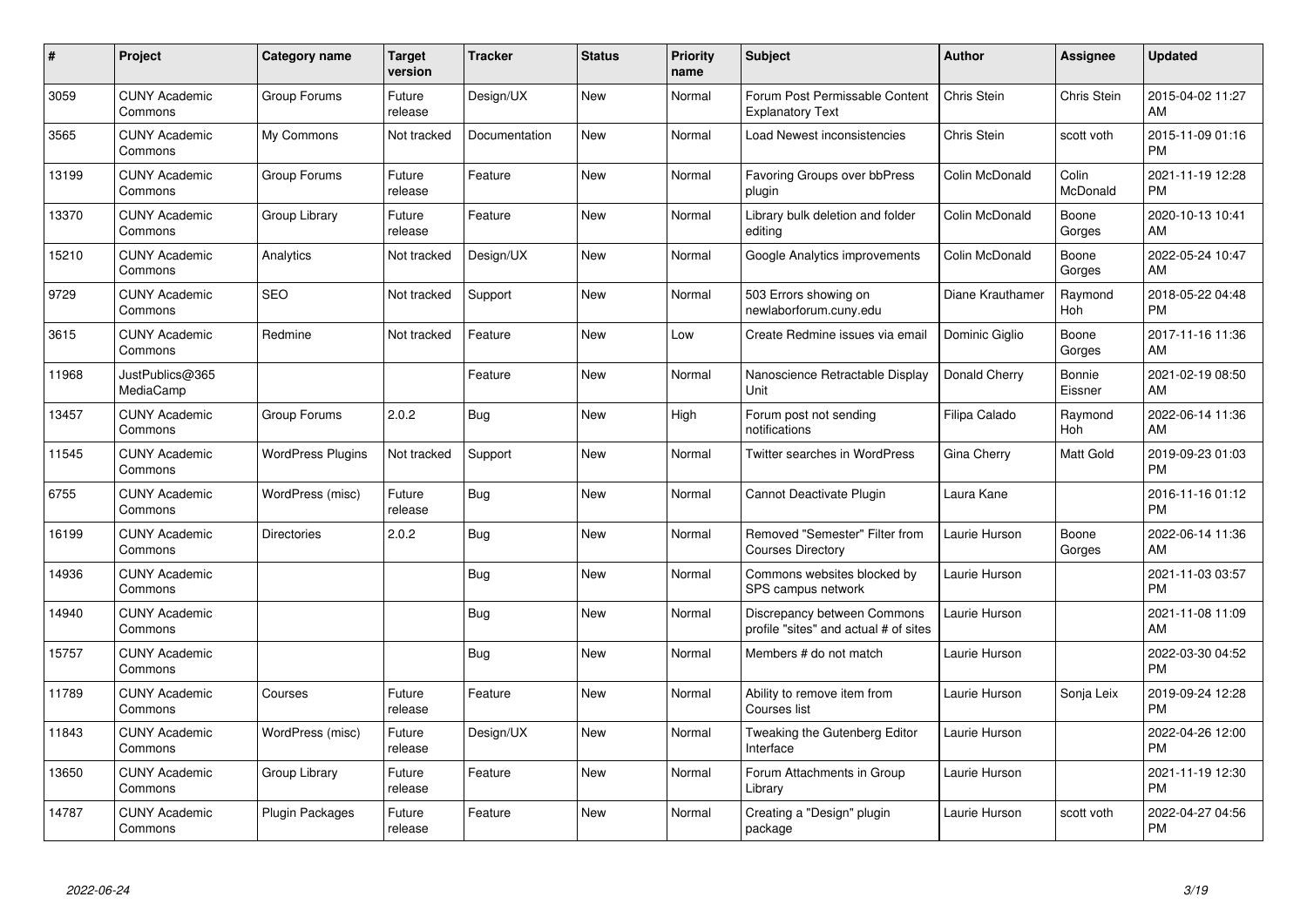| # | Project | Category name | Target version | Tracker | Status | Priority name | Subject | Author | Assignee | Updated |
|---|---|---|---|---|---|---|---|---|---|---|
| 3059 | CUNY Academic Commons | Group Forums | Future release | Design/UX | New | Normal | Forum Post Permissable Content Explanatory Text | Chris Stein | Chris Stein | 2015-04-02 11:27 AM |
| 3565 | CUNY Academic Commons | My Commons | Not tracked | Documentation | New | Normal | Load Newest inconsistencies | Chris Stein | scott voth | 2015-11-09 01:16 PM |
| 13199 | CUNY Academic Commons | Group Forums | Future release | Feature | New | Normal | Favoring Groups over bbPress plugin | Colin McDonald | Colin McDonald | 2021-11-19 12:28 PM |
| 13370 | CUNY Academic Commons | Group Library | Future release | Feature | New | Normal | Library bulk deletion and folder editing | Colin McDonald | Boone Gorges | 2020-10-13 10:41 AM |
| 15210 | CUNY Academic Commons | Analytics | Not tracked | Design/UX | New | Normal | Google Analytics improvements | Colin McDonald | Boone Gorges | 2022-05-24 10:47 AM |
| 9729 | CUNY Academic Commons | SEO | Not tracked | Support | New | Normal | 503 Errors showing on newlaborforum.cuny.edu | Diane Krauthamer | Raymond Hoh | 2018-05-22 04:48 PM |
| 3615 | CUNY Academic Commons | Redmine | Not tracked | Feature | New | Low | Create Redmine issues via email | Dominic Giglio | Boone Gorges | 2017-11-16 11:36 AM |
| 11968 | JustPublics@365 MediaCamp | | | Feature | New | Normal | Nanoscience Retractable Display Unit | Donald Cherry | Bonnie Eissner | 2021-02-19 08:50 AM |
| 13457 | CUNY Academic Commons | Group Forums | 2.0.2 | Bug | New | High | Forum post not sending notifications | Filipa Calado | Raymond Hoh | 2022-06-14 11:36 AM |
| 11545 | CUNY Academic Commons | WordPress Plugins | Not tracked | Support | New | Normal | Twitter searches in WordPress | Gina Cherry | Matt Gold | 2019-09-23 01:03 PM |
| 6755 | CUNY Academic Commons | WordPress (misc) | Future release | Bug | New | Normal | Cannot Deactivate Plugin | Laura Kane | | 2016-11-16 01:12 PM |
| 16199 | CUNY Academic Commons | Directories | 2.0.2 | Bug | New | Normal | Removed "Semester" Filter from Courses Directory | Laurie Hurson | Boone Gorges | 2022-06-14 11:36 AM |
| 14936 | CUNY Academic Commons | | | Bug | New | Normal | Commons websites blocked by SPS campus network | Laurie Hurson | | 2021-11-03 03:57 PM |
| 14940 | CUNY Academic Commons | | | Bug | New | Normal | Discrepancy between Commons profile "sites" and actual # of sites | Laurie Hurson | | 2021-11-08 11:09 AM |
| 15757 | CUNY Academic Commons | | | Bug | New | Normal | Members # do not match | Laurie Hurson | | 2022-03-30 04:52 PM |
| 11789 | CUNY Academic Commons | Courses | Future release | Feature | New | Normal | Ability to remove item from Courses list | Laurie Hurson | Sonja Leix | 2019-09-24 12:28 PM |
| 11843 | CUNY Academic Commons | WordPress (misc) | Future release | Design/UX | New | Normal | Tweaking the Gutenberg Editor Interface | Laurie Hurson | | 2022-04-26 12:00 PM |
| 13650 | CUNY Academic Commons | Group Library | Future release | Feature | New | Normal | Forum Attachments in Group Library | Laurie Hurson | | 2021-11-19 12:30 PM |
| 14787 | CUNY Academic Commons | Plugin Packages | Future release | Feature | New | Normal | Creating a "Design" plugin package | Laurie Hurson | scott voth | 2022-04-27 04:56 PM |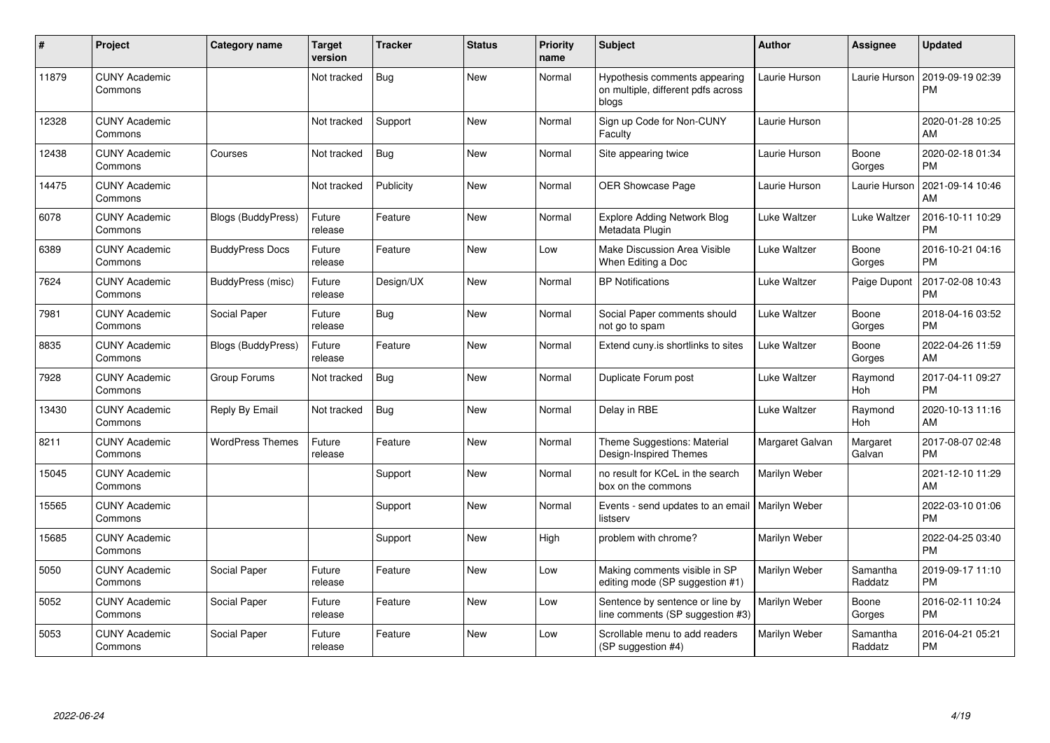| # | Project | Category name | Target version | Tracker | Status | Priority name | Subject | Author | Assignee | Updated |
|---|---|---|---|---|---|---|---|---|---|---|
| 11879 | CUNY Academic Commons | | Not tracked | Bug | New | Normal | Hypothesis comments appearing on multiple, different pdfs across blogs | Laurie Hurson | Laurie Hurson | 2019-09-19 02:39 PM |
| 12328 | CUNY Academic Commons | | Not tracked | Support | New | Normal | Sign up Code for Non-CUNY Faculty | Laurie Hurson | | 2020-01-28 10:25 AM |
| 12438 | CUNY Academic Commons | Courses | Not tracked | Bug | New | Normal | Site appearing twice | Laurie Hurson | Boone Gorges | 2020-02-18 01:34 PM |
| 14475 | CUNY Academic Commons | | Not tracked | Publicity | New | Normal | OER Showcase Page | Laurie Hurson | Laurie Hurson | 2021-09-14 10:46 AM |
| 6078 | CUNY Academic Commons | Blogs (BuddyPress) | Future release | Feature | New | Normal | Explore Adding Network Blog Metadata Plugin | Luke Waltzer | Luke Waltzer | 2016-10-11 10:29 PM |
| 6389 | CUNY Academic Commons | BuddyPress Docs | Future release | Feature | New | Low | Make Discussion Area Visible When Editing a Doc | Luke Waltzer | Boone Gorges | 2016-10-21 04:16 PM |
| 7624 | CUNY Academic Commons | BuddyPress (misc) | Future release | Design/UX | New | Normal | BP Notifications | Luke Waltzer | Paige Dupont | 2017-02-08 10:43 PM |
| 7981 | CUNY Academic Commons | Social Paper | Future release | Bug | New | Normal | Social Paper comments should not go to spam | Luke Waltzer | Boone Gorges | 2018-04-16 03:52 PM |
| 8835 | CUNY Academic Commons | Blogs (BuddyPress) | Future release | Feature | New | Normal | Extend cuny.is shortlinks to sites | Luke Waltzer | Boone Gorges | 2022-04-26 11:59 AM |
| 7928 | CUNY Academic Commons | Group Forums | Not tracked | Bug | New | Normal | Duplicate Forum post | Luke Waltzer | Raymond Hoh | 2017-04-11 09:27 PM |
| 13430 | CUNY Academic Commons | Reply By Email | Not tracked | Bug | New | Normal | Delay in RBE | Luke Waltzer | Raymond Hoh | 2020-10-13 11:16 AM |
| 8211 | CUNY Academic Commons | WordPress Themes | Future release | Feature | New | Normal | Theme Suggestions: Material Design-Inspired Themes | Margaret Galvan | Margaret Galvan | 2017-08-07 02:48 PM |
| 15045 | CUNY Academic Commons | | | Support | New | Normal | no result for KCeL in the search box on the commons | Marilyn Weber | | 2021-12-10 11:29 AM |
| 15565 | CUNY Academic Commons | | | Support | New | Normal | Events - send updates to an email listserv | Marilyn Weber | | 2022-03-10 01:06 PM |
| 15685 | CUNY Academic Commons | | | Support | New | High | problem with chrome? | Marilyn Weber | | 2022-04-25 03:40 PM |
| 5050 | CUNY Academic Commons | Social Paper | Future release | Feature | New | Low | Making comments visible in SP editing mode (SP suggestion #1) | Marilyn Weber | Samantha Raddatz | 2019-09-17 11:10 PM |
| 5052 | CUNY Academic Commons | Social Paper | Future release | Feature | New | Low | Sentence by sentence or line by line comments (SP suggestion #3) | Marilyn Weber | Boone Gorges | 2016-02-11 10:24 PM |
| 5053 | CUNY Academic Commons | Social Paper | Future release | Feature | New | Low | Scrollable menu to add readers (SP suggestion #4) | Marilyn Weber | Samantha Raddatz | 2016-04-21 05:21 PM |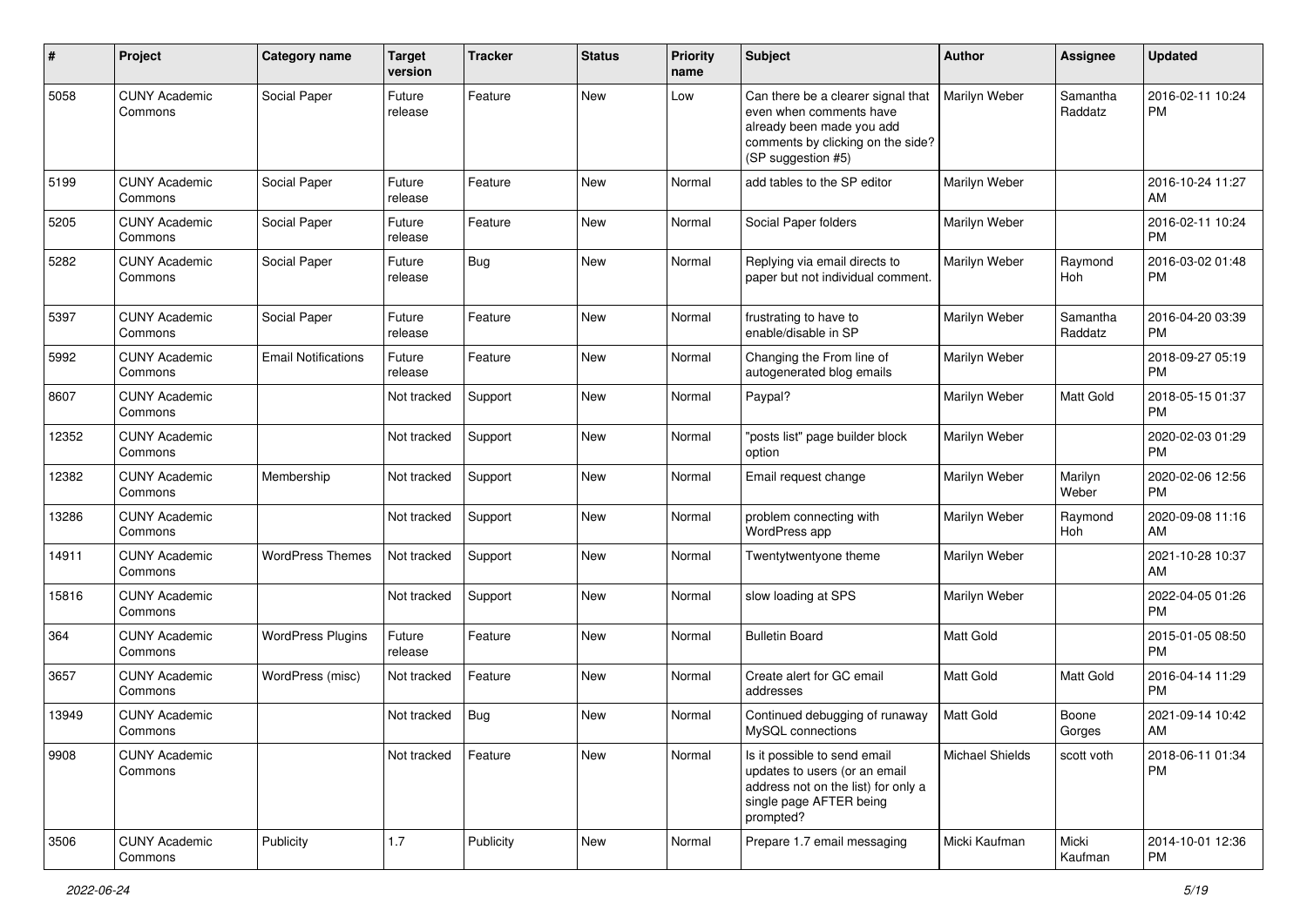| # | Project | Category name | Target version | Tracker | Status | Priority name | Subject | Author | Assignee | Updated |
|---|---|---|---|---|---|---|---|---|---|---|
| 5058 | CUNY Academic Commons | Social Paper | Future release | Feature | New | Low | Can there be a clearer signal that even when comments have already been made you add comments by clicking on the side? (SP suggestion #5) | Marilyn Weber | Samantha Raddatz | 2016-02-11 10:24 PM |
| 5199 | CUNY Academic Commons | Social Paper | Future release | Feature | New | Normal | add tables to the SP editor | Marilyn Weber | | 2016-10-24 11:27 AM |
| 5205 | CUNY Academic Commons | Social Paper | Future release | Feature | New | Normal | Social Paper folders | Marilyn Weber | | 2016-02-11 10:24 PM |
| 5282 | CUNY Academic Commons | Social Paper | Future release | Bug | New | Normal | Replying via email directs to paper but not individual comment. | Marilyn Weber | Raymond Hoh | 2016-03-02 01:48 PM |
| 5397 | CUNY Academic Commons | Social Paper | Future release | Feature | New | Normal | frustrating to have to enable/disable in SP | Marilyn Weber | Samantha Raddatz | 2016-04-20 03:39 PM |
| 5992 | CUNY Academic Commons | Email Notifications | Future release | Feature | New | Normal | Changing the From line of autogenerated blog emails | Marilyn Weber | | 2018-09-27 05:19 PM |
| 8607 | CUNY Academic Commons | | Not tracked | Support | New | Normal | Paypal? | Marilyn Weber | Matt Gold | 2018-05-15 01:37 PM |
| 12352 | CUNY Academic Commons | | Not tracked | Support | New | Normal | "posts list" page builder block option | Marilyn Weber | | 2020-02-03 01:29 PM |
| 12382 | CUNY Academic Commons | Membership | Not tracked | Support | New | Normal | Email request change | Marilyn Weber | Marilyn Weber | 2020-02-06 12:56 PM |
| 13286 | CUNY Academic Commons | | Not tracked | Support | New | Normal | problem connecting with WordPress app | Marilyn Weber | Raymond Hoh | 2020-09-08 11:16 AM |
| 14911 | CUNY Academic Commons | WordPress Themes | Not tracked | Support | New | Normal | Twentytwentyone theme | Marilyn Weber | | 2021-10-28 10:37 AM |
| 15816 | CUNY Academic Commons | | Not tracked | Support | New | Normal | slow loading at SPS | Marilyn Weber | | 2022-04-05 01:26 PM |
| 364 | CUNY Academic Commons | WordPress Plugins | Future release | Feature | New | Normal | Bulletin Board | Matt Gold | | 2015-01-05 08:50 PM |
| 3657 | CUNY Academic Commons | WordPress (misc) | Not tracked | Feature | New | Normal | Create alert for GC email addresses | Matt Gold | Matt Gold | 2016-04-14 11:29 PM |
| 13949 | CUNY Academic Commons | | Not tracked | Bug | New | Normal | Continued debugging of runaway MySQL connections | Matt Gold | Boone Gorges | 2021-09-14 10:42 AM |
| 9908 | CUNY Academic Commons | | Not tracked | Feature | New | Normal | Is it possible to send email updates to users (or an email address not on the list) for only a single page AFTER being prompted? | Michael Shields | scott voth | 2018-06-11 01:34 PM |
| 3506 | CUNY Academic Commons | Publicity | 1.7 | Publicity | New | Normal | Prepare 1.7 email messaging | Micki Kaufman | Micki Kaufman | 2014-10-01 12:36 PM |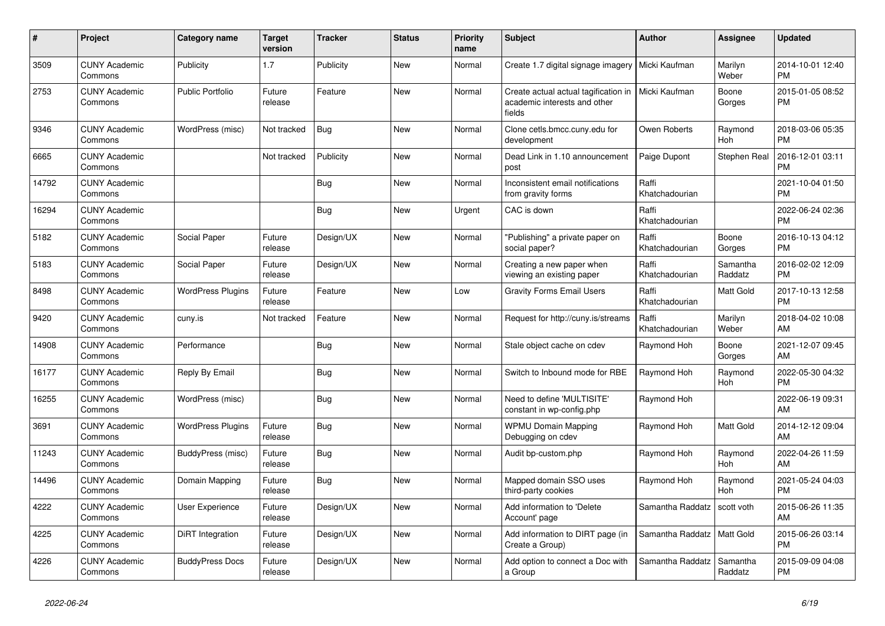| # | Project | Category name | Target version | Tracker | Status | Priority name | Subject | Author | Assignee | Updated |
|---|---|---|---|---|---|---|---|---|---|---|
| 3509 | CUNY Academic Commons | Publicity | 1.7 | Publicity | New | Normal | Create 1.7 digital signage imagery | Micki Kaufman | Marilyn Weber | 2014-10-01 12:40 PM |
| 2753 | CUNY Academic Commons | Public Portfolio | Future release | Feature | New | Normal | Create actual actual tagification in academic interests and other fields | Micki Kaufman | Boone Gorges | 2015-01-05 08:52 PM |
| 9346 | CUNY Academic Commons | WordPress (misc) | Not tracked | Bug | New | Normal | Clone cetls.bmcc.cuny.edu for development | Owen Roberts | Raymond Hoh | 2018-03-06 05:35 PM |
| 6665 | CUNY Academic Commons | | Not tracked | Publicity | New | Normal | Dead Link in 1.10 announcement post | Paige Dupont | Stephen Real | 2016-12-01 03:11 PM |
| 14792 | CUNY Academic Commons | | | Bug | New | Normal | Inconsistent email notifications from gravity forms | Raffi Khatchadourian | | 2021-10-04 01:50 PM |
| 16294 | CUNY Academic Commons | | | Bug | New | Urgent | CAC is down | Raffi Khatchadourian | | 2022-06-24 02:36 PM |
| 5182 | CUNY Academic Commons | Social Paper | Future release | Design/UX | New | Normal | "Publishing" a private paper on social paper? | Raffi Khatchadourian | Boone Gorges | 2016-10-13 04:12 PM |
| 5183 | CUNY Academic Commons | Social Paper | Future release | Design/UX | New | Normal | Creating a new paper when viewing an existing paper | Raffi Khatchadourian | Samantha Raddatz | 2016-02-02 12:09 PM |
| 8498 | CUNY Academic Commons | WordPress Plugins | Future release | Feature | New | Low | Gravity Forms Email Users | Raffi Khatchadourian | Matt Gold | 2017-10-13 12:58 PM |
| 9420 | CUNY Academic Commons | cuny.is | Not tracked | Feature | New | Normal | Request for http://cuny.is/streams | Raffi Khatchadourian | Marilyn Weber | 2018-04-02 10:08 AM |
| 14908 | CUNY Academic Commons | Performance | | Bug | New | Normal | Stale object cache on cdev | Raymond Hoh | Boone Gorges | 2021-12-07 09:45 AM |
| 16177 | CUNY Academic Commons | Reply By Email | | Bug | New | Normal | Switch to Inbound mode for RBE | Raymond Hoh | Raymond Hoh | 2022-05-30 04:32 PM |
| 16255 | CUNY Academic Commons | WordPress (misc) | | Bug | New | Normal | Need to define 'MULTISITE' constant in wp-config.php | Raymond Hoh | | 2022-06-19 09:31 AM |
| 3691 | CUNY Academic Commons | WordPress Plugins | Future release | Bug | New | Normal | WPMU Domain Mapping Debugging on cdev | Raymond Hoh | Matt Gold | 2014-12-12 09:04 AM |
| 11243 | CUNY Academic Commons | BuddyPress (misc) | Future release | Bug | New | Normal | Audit bp-custom.php | Raymond Hoh | Raymond Hoh | 2022-04-26 11:59 AM |
| 14496 | CUNY Academic Commons | Domain Mapping | Future release | Bug | New | Normal | Mapped domain SSO uses third-party cookies | Raymond Hoh | Raymond Hoh | 2021-05-24 04:03 PM |
| 4222 | CUNY Academic Commons | User Experience | Future release | Design/UX | New | Normal | Add information to 'Delete Account' page | Samantha Raddatz | scott voth | 2015-06-26 11:35 AM |
| 4225 | CUNY Academic Commons | DiRT Integration | Future release | Design/UX | New | Normal | Add information to DIRT page (in Create a Group) | Samantha Raddatz | Matt Gold | 2015-06-26 03:14 PM |
| 4226 | CUNY Academic Commons | BuddyPress Docs | Future release | Design/UX | New | Normal | Add option to connect a Doc with a Group | Samantha Raddatz | Samantha Raddatz | 2015-09-09 04:08 PM |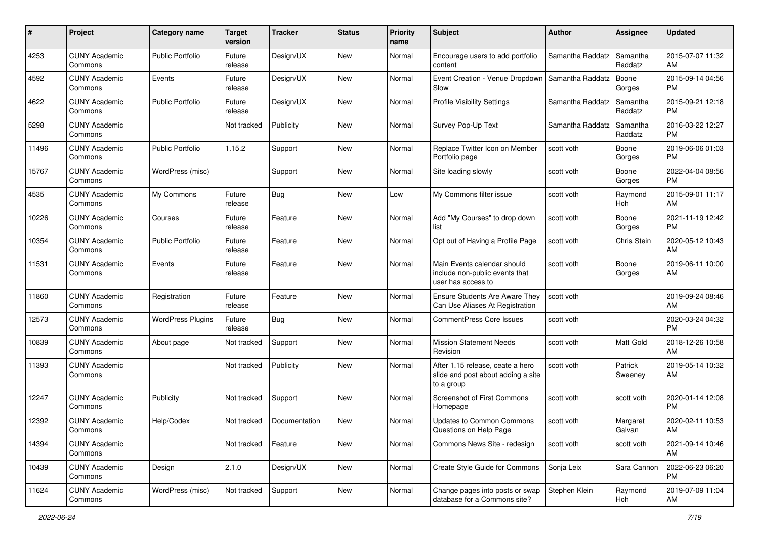| # | Project | Category name | Target version | Tracker | Status | Priority name | Subject | Author | Assignee | Updated |
|---|---|---|---|---|---|---|---|---|---|---|
| 4253 | CUNY Academic Commons | Public Portfolio | Future release | Design/UX | New | Normal | Encourage users to add portfolio content | Samantha Raddatz | Samantha Raddatz | 2015-07-07 11:32 AM |
| 4592 | CUNY Academic Commons | Events | Future release | Design/UX | New | Normal | Event Creation - Venue Dropdown Slow | Samantha Raddatz | Boone Gorges | 2015-09-14 04:56 PM |
| 4622 | CUNY Academic Commons | Public Portfolio | Future release | Design/UX | New | Normal | Profile Visibility Settings | Samantha Raddatz | Samantha Raddatz | 2015-09-21 12:18 PM |
| 5298 | CUNY Academic Commons | | Not tracked | Publicity | New | Normal | Survey Pop-Up Text | Samantha Raddatz | Samantha Raddatz | 2016-03-22 12:27 PM |
| 11496 | CUNY Academic Commons | Public Portfolio | 1.15.2 | Support | New | Normal | Replace Twitter Icon on Member Portfolio page | scott voth | Boone Gorges | 2019-06-06 01:03 PM |
| 15767 | CUNY Academic Commons | WordPress (misc) | | Support | New | Normal | Site loading slowly | scott voth | Boone Gorges | 2022-04-04 08:56 PM |
| 4535 | CUNY Academic Commons | My Commons | Future release | Bug | New | Low | My Commons filter issue | scott voth | Raymond Hoh | 2015-09-01 11:17 AM |
| 10226 | CUNY Academic Commons | Courses | Future release | Feature | New | Normal | Add "My Courses" to drop down list | scott voth | Boone Gorges | 2021-11-19 12:42 PM |
| 10354 | CUNY Academic Commons | Public Portfolio | Future release | Feature | New | Normal | Opt out of Having a Profile Page | scott voth | Chris Stein | 2020-05-12 10:43 AM |
| 11531 | CUNY Academic Commons | Events | Future release | Feature | New | Normal | Main Events calendar should include non-public events that user has access to | scott voth | Boone Gorges | 2019-06-11 10:00 AM |
| 11860 | CUNY Academic Commons | Registration | Future release | Feature | New | Normal | Ensure Students Are Aware They Can Use Aliases At Registration | scott voth | | 2019-09-24 08:46 AM |
| 12573 | CUNY Academic Commons | WordPress Plugins | Future release | Bug | New | Normal | CommentPress Core Issues | scott voth | | 2020-03-24 04:32 PM |
| 10839 | CUNY Academic Commons | About page | Not tracked | Support | New | Normal | Mission Statement Needs Revision | scott voth | Matt Gold | 2018-12-26 10:58 AM |
| 11393 | CUNY Academic Commons | | Not tracked | Publicity | New | Normal | After 1.15 release, ceate a hero slide and post about adding a site to a group | scott voth | Patrick Sweeney | 2019-05-14 10:32 AM |
| 12247 | CUNY Academic Commons | Publicity | Not tracked | Support | New | Normal | Screenshot of First Commons Homepage | scott voth | scott voth | 2020-01-14 12:08 PM |
| 12392 | CUNY Academic Commons | Help/Codex | Not tracked | Documentation | New | Normal | Updates to Common Commons Questions on Help Page | scott voth | Margaret Galvan | 2020-02-11 10:53 AM |
| 14394 | CUNY Academic Commons | | Not tracked | Feature | New | Normal | Commons News Site - redesign | scott voth | scott voth | 2021-09-14 10:46 AM |
| 10439 | CUNY Academic Commons | Design | 2.1.0 | Design/UX | New | Normal | Create Style Guide for Commons | Sonja Leix | Sara Cannon | 2022-06-23 06:20 PM |
| 11624 | CUNY Academic Commons | WordPress (misc) | Not tracked | Support | New | Normal | Change pages into posts or swap database for a Commons site? | Stephen Klein | Raymond Hoh | 2019-07-09 11:04 AM |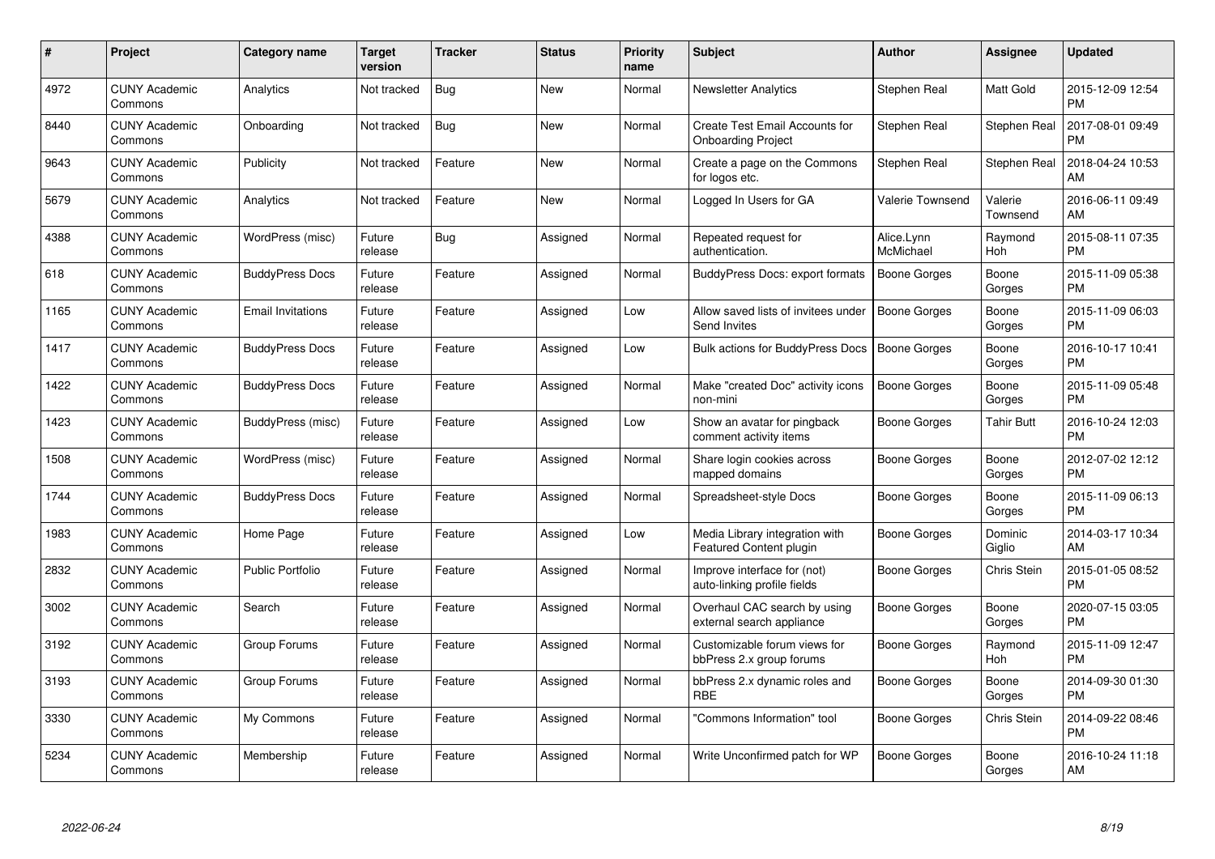| # | Project | Category name | Target version | Tracker | Status | Priority name | Subject | Author | Assignee | Updated |
|---|---|---|---|---|---|---|---|---|---|---|
| 4972 | CUNY Academic Commons | Analytics | Not tracked | Bug | New | Normal | Newsletter Analytics | Stephen Real | Matt Gold | 2015-12-09 12:54 PM |
| 8440 | CUNY Academic Commons | Onboarding | Not tracked | Bug | New | Normal | Create Test Email Accounts for Onboarding Project | Stephen Real | Stephen Real | 2017-08-01 09:49 PM |
| 9643 | CUNY Academic Commons | Publicity | Not tracked | Feature | New | Normal | Create a page on the Commons for logos etc. | Stephen Real | Stephen Real | 2018-04-24 10:53 AM |
| 5679 | CUNY Academic Commons | Analytics | Not tracked | Feature | New | Normal | Logged In Users for GA | Valerie Townsend | Valerie Townsend | 2016-06-11 09:49 AM |
| 4388 | CUNY Academic Commons | WordPress (misc) | Future release | Bug | Assigned | Normal | Repeated request for authentication. | Alice.Lynn McMichael | Raymond Hoh | 2015-08-11 07:35 PM |
| 618 | CUNY Academic Commons | BuddyPress Docs | Future release | Feature | Assigned | Normal | BuddyPress Docs: export formats | Boone Gorges | Boone Gorges | 2015-11-09 05:38 PM |
| 1165 | CUNY Academic Commons | Email Invitations | Future release | Feature | Assigned | Low | Allow saved lists of invitees under Send Invites | Boone Gorges | Boone Gorges | 2015-11-09 06:03 PM |
| 1417 | CUNY Academic Commons | BuddyPress Docs | Future release | Feature | Assigned | Low | Bulk actions for BuddyPress Docs | Boone Gorges | Boone Gorges | 2016-10-17 10:41 PM |
| 1422 | CUNY Academic Commons | BuddyPress Docs | Future release | Feature | Assigned | Normal | Make "created Doc" activity icons non-mini | Boone Gorges | Boone Gorges | 2015-11-09 05:48 PM |
| 1423 | CUNY Academic Commons | BuddyPress (misc) | Future release | Feature | Assigned | Low | Show an avatar for pingback comment activity items | Boone Gorges | Tahir Butt | 2016-10-24 12:03 PM |
| 1508 | CUNY Academic Commons | WordPress (misc) | Future release | Feature | Assigned | Normal | Share login cookies across mapped domains | Boone Gorges | Boone Gorges | 2012-07-02 12:12 PM |
| 1744 | CUNY Academic Commons | BuddyPress Docs | Future release | Feature | Assigned | Normal | Spreadsheet-style Docs | Boone Gorges | Boone Gorges | 2015-11-09 06:13 PM |
| 1983 | CUNY Academic Commons | Home Page | Future release | Feature | Assigned | Low | Media Library integration with Featured Content plugin | Boone Gorges | Dominic Giglio | 2014-03-17 10:34 AM |
| 2832 | CUNY Academic Commons | Public Portfolio | Future release | Feature | Assigned | Normal | Improve interface for (not) auto-linking profile fields | Boone Gorges | Chris Stein | 2015-01-05 08:52 PM |
| 3002 | CUNY Academic Commons | Search | Future release | Feature | Assigned | Normal | Overhaul CAC search by using external search appliance | Boone Gorges | Boone Gorges | 2020-07-15 03:05 PM |
| 3192 | CUNY Academic Commons | Group Forums | Future release | Feature | Assigned | Normal | Customizable forum views for bbPress 2.x group forums | Boone Gorges | Raymond Hoh | 2015-11-09 12:47 PM |
| 3193 | CUNY Academic Commons | Group Forums | Future release | Feature | Assigned | Normal | bbPress 2.x dynamic roles and RBE | Boone Gorges | Boone Gorges | 2014-09-30 01:30 PM |
| 3330 | CUNY Academic Commons | My Commons | Future release | Feature | Assigned | Normal | "Commons Information" tool | Boone Gorges | Chris Stein | 2014-09-22 08:46 PM |
| 5234 | CUNY Academic Commons | Membership | Future release | Feature | Assigned | Normal | Write Unconfirmed patch for WP | Boone Gorges | Boone Gorges | 2016-10-24 11:18 AM |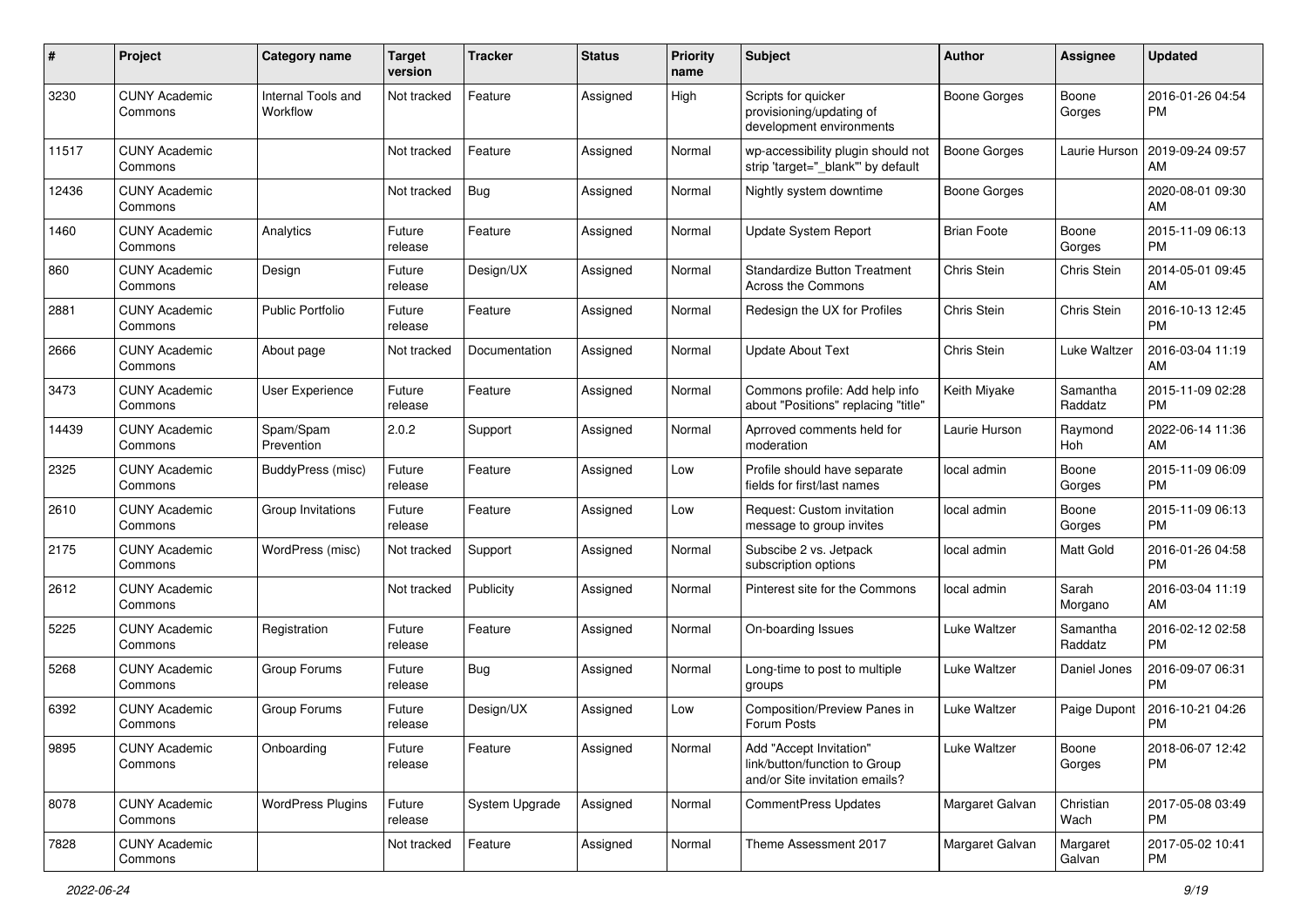| # | Project | Category name | Target version | Tracker | Status | Priority name | Subject | Author | Assignee | Updated |
|---|---|---|---|---|---|---|---|---|---|---|
| 3230 | CUNY Academic Commons | Internal Tools and Workflow | Not tracked | Feature | Assigned | High | Scripts for quicker provisioning/updating of development environments | Boone Gorges | Boone Gorges | 2016-01-26 04:54 PM |
| 11517 | CUNY Academic Commons | | Not tracked | Feature | Assigned | Normal | wp-accessibility plugin should not strip 'target="_blank"' by default | Boone Gorges | Laurie Hurson | 2019-09-24 09:57 AM |
| 12436 | CUNY Academic Commons | | Not tracked | Bug | Assigned | Normal | Nightly system downtime | Boone Gorges | | 2020-08-01 09:30 AM |
| 1460 | CUNY Academic Commons | Analytics | Future release | Feature | Assigned | Normal | Update System Report | Brian Foote | Boone Gorges | 2015-11-09 06:13 PM |
| 860 | CUNY Academic Commons | Design | Future release | Design/UX | Assigned | Normal | Standardize Button Treatment Across the Commons | Chris Stein | Chris Stein | 2014-05-01 09:45 AM |
| 2881 | CUNY Academic Commons | Public Portfolio | Future release | Feature | Assigned | Normal | Redesign the UX for Profiles | Chris Stein | Chris Stein | 2016-10-13 12:45 PM |
| 2666 | CUNY Academic Commons | About page | Not tracked | Documentation | Assigned | Normal | Update About Text | Chris Stein | Luke Waltzer | 2016-03-04 11:19 AM |
| 3473 | CUNY Academic Commons | User Experience | Future release | Feature | Assigned | Normal | Commons profile: Add help info about "Positions" replacing "title" | Keith Miyake | Samantha Raddatz | 2015-11-09 02:28 PM |
| 14439 | CUNY Academic Commons | Spam/Spam Prevention | 2.0.2 | Support | Assigned | Normal | Aprroved comments held for moderation | Laurie Hurson | Raymond Hoh | 2022-06-14 11:36 AM |
| 2325 | CUNY Academic Commons | BuddyPress (misc) | Future release | Feature | Assigned | Low | Profile should have separate fields for first/last names | local admin | Boone Gorges | 2015-11-09 06:09 PM |
| 2610 | CUNY Academic Commons | Group Invitations | Future release | Feature | Assigned | Low | Request: Custom invitation message to group invites | local admin | Boone Gorges | 2015-11-09 06:13 PM |
| 2175 | CUNY Academic Commons | WordPress (misc) | Not tracked | Support | Assigned | Normal | Subscibe 2 vs. Jetpack subscription options | local admin | Matt Gold | 2016-01-26 04:58 PM |
| 2612 | CUNY Academic Commons | | Not tracked | Publicity | Assigned | Normal | Pinterest site for the Commons | local admin | Sarah Morgano | 2016-03-04 11:19 AM |
| 5225 | CUNY Academic Commons | Registration | Future release | Feature | Assigned | Normal | On-boarding Issues | Luke Waltzer | Samantha Raddatz | 2016-02-12 02:58 PM |
| 5268 | CUNY Academic Commons | Group Forums | Future release | Bug | Assigned | Normal | Long-time to post to multiple groups | Luke Waltzer | Daniel Jones | 2016-09-07 06:31 PM |
| 6392 | CUNY Academic Commons | Group Forums | Future release | Design/UX | Assigned | Low | Composition/Preview Panes in Forum Posts | Luke Waltzer | Paige Dupont | 2016-10-21 04:26 PM |
| 9895 | CUNY Academic Commons | Onboarding | Future release | Feature | Assigned | Normal | Add "Accept Invitation" link/button/function to Group and/or Site invitation emails? | Luke Waltzer | Boone Gorges | 2018-06-07 12:42 PM |
| 8078 | CUNY Academic Commons | WordPress Plugins | Future release | System Upgrade | Assigned | Normal | CommentPress Updates | Margaret Galvan | Christian Wach | 2017-05-08 03:49 PM |
| 7828 | CUNY Academic Commons | | Not tracked | Feature | Assigned | Normal | Theme Assessment 2017 | Margaret Galvan | Margaret Galvan | 2017-05-02 10:41 PM |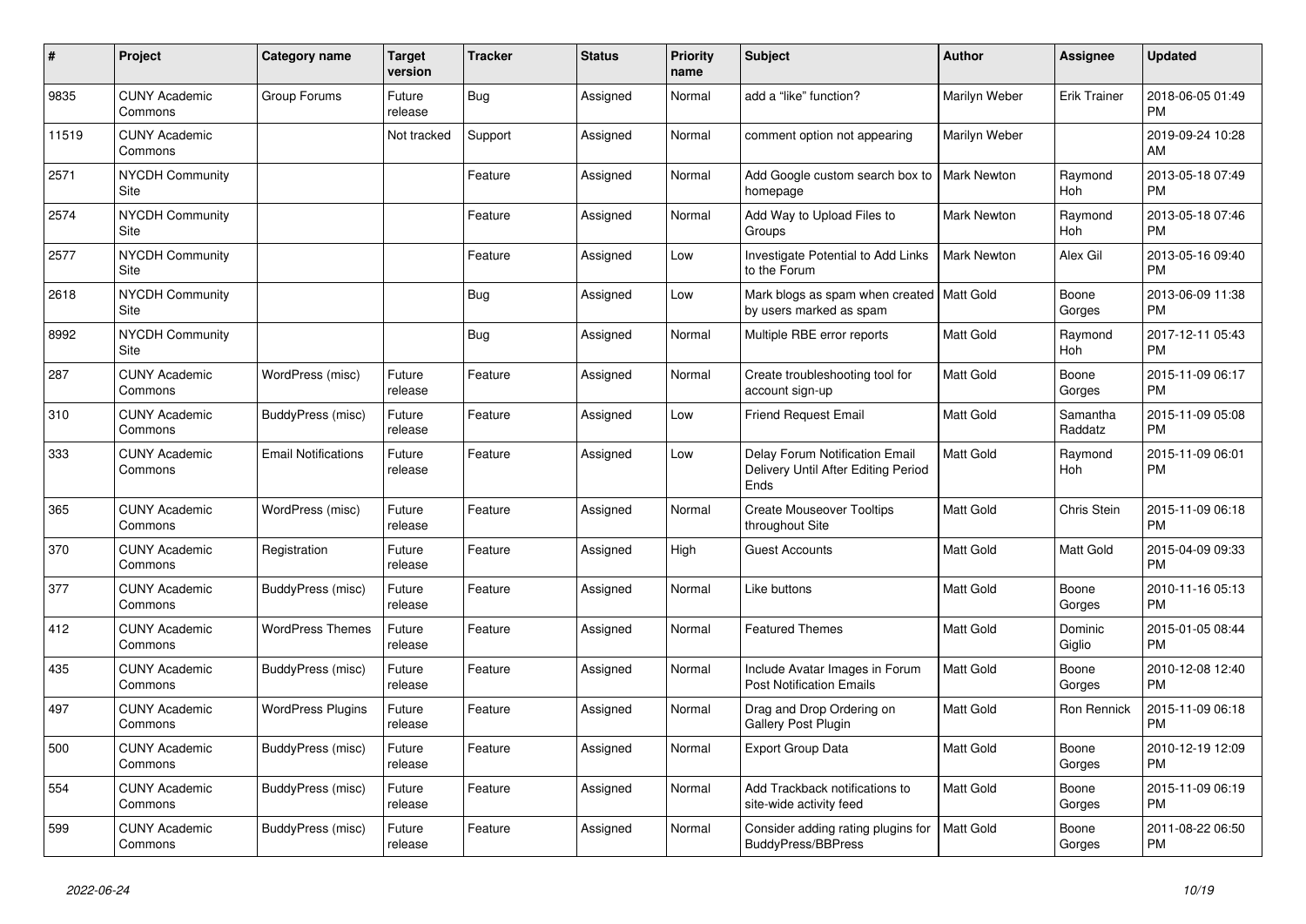| # | Project | Category name | Target version | Tracker | Status | Priority name | Subject | Author | Assignee | Updated |
|---|---|---|---|---|---|---|---|---|---|---|
| 9835 | CUNY Academic Commons | Group Forums | Future release | Bug | Assigned | Normal | add a “like” function? | Marilyn Weber | Erik Trainer | 2018-06-05 01:49 PM |
| 11519 | CUNY Academic Commons | | Not tracked | Support | Assigned | Normal | comment option not appearing | Marilyn Weber | | 2019-09-24 10:28 AM |
| 2571 | NYCDH Community Site | | | Feature | Assigned | Normal | Add Google custom search box to homepage | Mark Newton | Raymond Hoh | 2013-05-18 07:49 PM |
| 2574 | NYCDH Community Site | | | Feature | Assigned | Normal | Add Way to Upload Files to Groups | Mark Newton | Raymond Hoh | 2013-05-18 07:46 PM |
| 2577 | NYCDH Community Site | | | Feature | Assigned | Low | Investigate Potential to Add Links to the Forum | Mark Newton | Alex Gil | 2013-05-16 09:40 PM |
| 2618 | NYCDH Community Site | | | Bug | Assigned | Low | Mark blogs as spam when created by users marked as spam | Matt Gold | Boone Gorges | 2013-06-09 11:38 PM |
| 8992 | NYCDH Community Site | | | Bug | Assigned | Normal | Multiple RBE error reports | Matt Gold | Raymond Hoh | 2017-12-11 05:43 PM |
| 287 | CUNY Academic Commons | WordPress (misc) | Future release | Feature | Assigned | Normal | Create troubleshooting tool for account sign-up | Matt Gold | Boone Gorges | 2015-11-09 06:17 PM |
| 310 | CUNY Academic Commons | BuddyPress (misc) | Future release | Feature | Assigned | Low | Friend Request Email | Matt Gold | Samantha Raddatz | 2015-11-09 05:08 PM |
| 333 | CUNY Academic Commons | Email Notifications | Future release | Feature | Assigned | Low | Delay Forum Notification Email Delivery Until After Editing Period Ends | Matt Gold | Raymond Hoh | 2015-11-09 06:01 PM |
| 365 | CUNY Academic Commons | WordPress (misc) | Future release | Feature | Assigned | Normal | Create Mouseover Tooltips throughout Site | Matt Gold | Chris Stein | 2015-11-09 06:18 PM |
| 370 | CUNY Academic Commons | Registration | Future release | Feature | Assigned | High | Guest Accounts | Matt Gold | Matt Gold | 2015-04-09 09:33 PM |
| 377 | CUNY Academic Commons | BuddyPress (misc) | Future release | Feature | Assigned | Normal | Like buttons | Matt Gold | Boone Gorges | 2010-11-16 05:13 PM |
| 412 | CUNY Academic Commons | WordPress Themes | Future release | Feature | Assigned | Normal | Featured Themes | Matt Gold | Dominic Giglio | 2015-01-05 08:44 PM |
| 435 | CUNY Academic Commons | BuddyPress (misc) | Future release | Feature | Assigned | Normal | Include Avatar Images in Forum Post Notification Emails | Matt Gold | Boone Gorges | 2010-12-08 12:40 PM |
| 497 | CUNY Academic Commons | WordPress Plugins | Future release | Feature | Assigned | Normal | Drag and Drop Ordering on Gallery Post Plugin | Matt Gold | Ron Rennick | 2015-11-09 06:18 PM |
| 500 | CUNY Academic Commons | BuddyPress (misc) | Future release | Feature | Assigned | Normal | Export Group Data | Matt Gold | Boone Gorges | 2010-12-19 12:09 PM |
| 554 | CUNY Academic Commons | BuddyPress (misc) | Future release | Feature | Assigned | Normal | Add Trackback notifications to site-wide activity feed | Matt Gold | Boone Gorges | 2015-11-09 06:19 PM |
| 599 | CUNY Academic Commons | BuddyPress (misc) | Future release | Feature | Assigned | Normal | Consider adding rating plugins for BuddyPress/BBPress | Matt Gold | Boone Gorges | 2011-08-22 06:50 PM |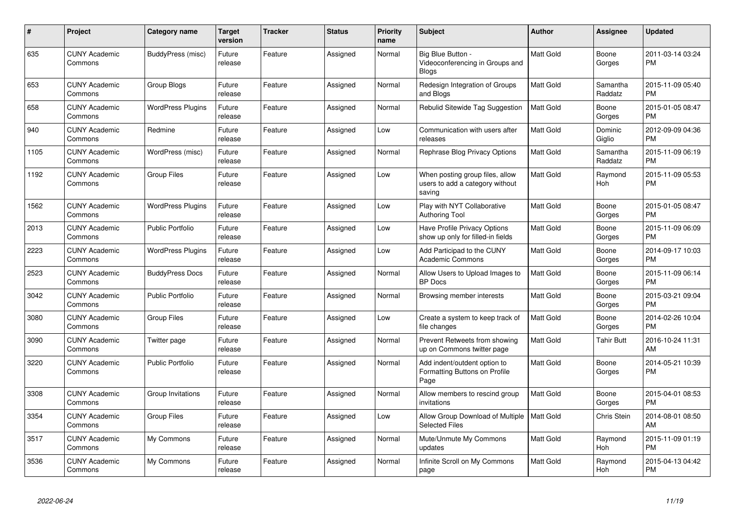| # | Project | Category name | Target version | Tracker | Status | Priority name | Subject | Author | Assignee | Updated |
|---|---|---|---|---|---|---|---|---|---|---|
| 635 | CUNY Academic Commons | BuddyPress (misc) | Future release | Feature | Assigned | Normal | Big Blue Button - Videoconferencing in Groups and Blogs | Matt Gold | Boone Gorges | 2011-03-14 03:24 PM |
| 653 | CUNY Academic Commons | Group Blogs | Future release | Feature | Assigned | Normal | Redesign Integration of Groups and Blogs | Matt Gold | Samantha Raddatz | 2015-11-09 05:40 PM |
| 658 | CUNY Academic Commons | WordPress Plugins | Future release | Feature | Assigned | Normal | Rebulid Sitewide Tag Suggestion | Matt Gold | Boone Gorges | 2015-01-05 08:47 PM |
| 940 | CUNY Academic Commons | Redmine | Future release | Feature | Assigned | Low | Communication with users after releases | Matt Gold | Dominic Giglio | 2012-09-09 04:36 PM |
| 1105 | CUNY Academic Commons | WordPress (misc) | Future release | Feature | Assigned | Normal | Rephrase Blog Privacy Options | Matt Gold | Samantha Raddatz | 2015-11-09 06:19 PM |
| 1192 | CUNY Academic Commons | Group Files | Future release | Feature | Assigned | Low | When posting group files, allow users to add a category without saving | Matt Gold | Raymond Hoh | 2015-11-09 05:53 PM |
| 1562 | CUNY Academic Commons | WordPress Plugins | Future release | Feature | Assigned | Low | Play with NYT Collaborative Authoring Tool | Matt Gold | Boone Gorges | 2015-01-05 08:47 PM |
| 2013 | CUNY Academic Commons | Public Portfolio | Future release | Feature | Assigned | Low | Have Profile Privacy Options show up only for filled-in fields | Matt Gold | Boone Gorges | 2015-11-09 06:09 PM |
| 2223 | CUNY Academic Commons | WordPress Plugins | Future release | Feature | Assigned | Low | Add Participad to the CUNY Academic Commons | Matt Gold | Boone Gorges | 2014-09-17 10:03 PM |
| 2523 | CUNY Academic Commons | BuddyPress Docs | Future release | Feature | Assigned | Normal | Allow Users to Upload Images to BP Docs | Matt Gold | Boone Gorges | 2015-11-09 06:14 PM |
| 3042 | CUNY Academic Commons | Public Portfolio | Future release | Feature | Assigned | Normal | Browsing member interests | Matt Gold | Boone Gorges | 2015-03-21 09:04 PM |
| 3080 | CUNY Academic Commons | Group Files | Future release | Feature | Assigned | Low | Create a system to keep track of file changes | Matt Gold | Boone Gorges | 2014-02-26 10:04 PM |
| 3090 | CUNY Academic Commons | Twitter page | Future release | Feature | Assigned | Normal | Prevent Retweets from showing up on Commons twitter page | Matt Gold | Tahir Butt | 2016-10-24 11:31 AM |
| 3220 | CUNY Academic Commons | Public Portfolio | Future release | Feature | Assigned | Normal | Add indent/outdent option to Formatting Buttons on Profile Page | Matt Gold | Boone Gorges | 2014-05-21 10:39 PM |
| 3308 | CUNY Academic Commons | Group Invitations | Future release | Feature | Assigned | Normal | Allow members to rescind group invitations | Matt Gold | Boone Gorges | 2015-04-01 08:53 PM |
| 3354 | CUNY Academic Commons | Group Files | Future release | Feature | Assigned | Low | Allow Group Download of Multiple Selected Files | Matt Gold | Chris Stein | 2014-08-01 08:50 AM |
| 3517 | CUNY Academic Commons | My Commons | Future release | Feature | Assigned | Normal | Mute/Unmute My Commons updates | Matt Gold | Raymond Hoh | 2015-11-09 01:19 PM |
| 3536 | CUNY Academic Commons | My Commons | Future release | Feature | Assigned | Normal | Infinite Scroll on My Commons page | Matt Gold | Raymond Hoh | 2015-04-13 04:42 PM |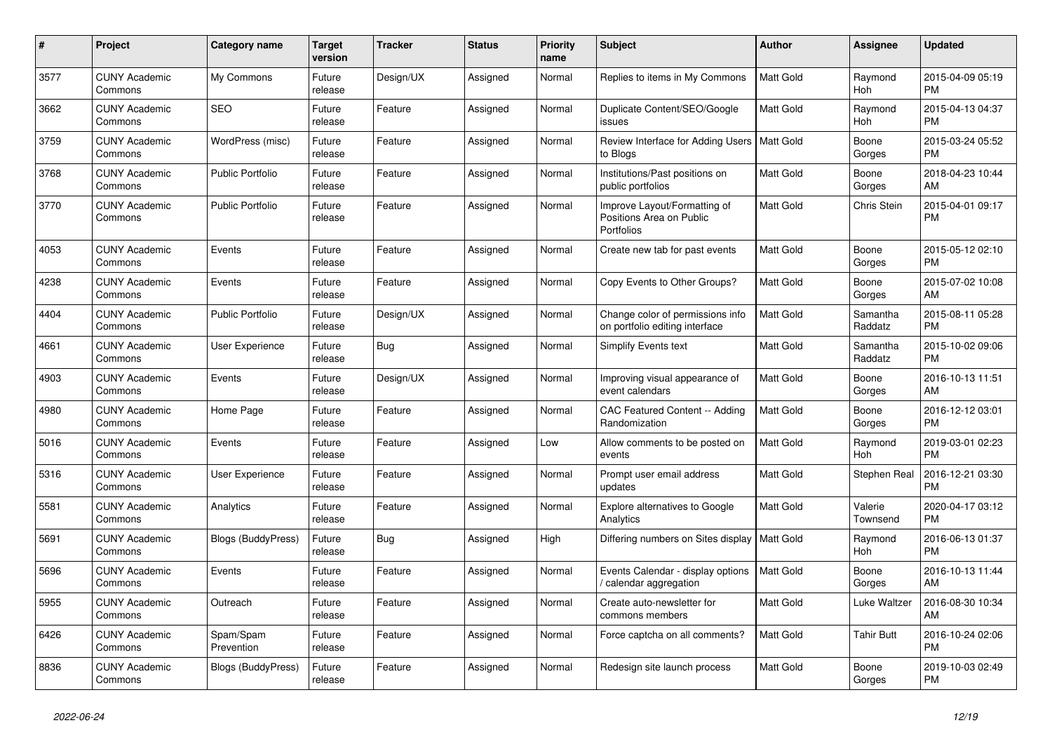| # | Project | Category name | Target version | Tracker | Status | Priority name | Subject | Author | Assignee | Updated |
|---|---|---|---|---|---|---|---|---|---|---|
| 3577 | CUNY Academic Commons | My Commons | Future release | Design/UX | Assigned | Normal | Replies to items in My Commons | Matt Gold | Raymond Hoh | 2015-04-09 05:19 PM |
| 3662 | CUNY Academic Commons | SEO | Future release | Feature | Assigned | Normal | Duplicate Content/SEO/Google issues | Matt Gold | Raymond Hoh | 2015-04-13 04:37 PM |
| 3759 | CUNY Academic Commons | WordPress (misc) | Future release | Feature | Assigned | Normal | Review Interface for Adding Users to Blogs | Matt Gold | Boone Gorges | 2015-03-24 05:52 PM |
| 3768 | CUNY Academic Commons | Public Portfolio | Future release | Feature | Assigned | Normal | Institutions/Past positions on public portfolios | Matt Gold | Boone Gorges | 2018-04-23 10:44 AM |
| 3770 | CUNY Academic Commons | Public Portfolio | Future release | Feature | Assigned | Normal | Improve Layout/Formatting of Positions Area on Public Portfolios | Matt Gold | Chris Stein | 2015-04-01 09:17 PM |
| 4053 | CUNY Academic Commons | Events | Future release | Feature | Assigned | Normal | Create new tab for past events | Matt Gold | Boone Gorges | 2015-05-12 02:10 PM |
| 4238 | CUNY Academic Commons | Events | Future release | Feature | Assigned | Normal | Copy Events to Other Groups? | Matt Gold | Boone Gorges | 2015-07-02 10:08 AM |
| 4404 | CUNY Academic Commons | Public Portfolio | Future release | Design/UX | Assigned | Normal | Change color of permissions info on portfolio editing interface | Matt Gold | Samantha Raddatz | 2015-08-11 05:28 PM |
| 4661 | CUNY Academic Commons | User Experience | Future release | Bug | Assigned | Normal | Simplify Events text | Matt Gold | Samantha Raddatz | 2015-10-02 09:06 PM |
| 4903 | CUNY Academic Commons | Events | Future release | Design/UX | Assigned | Normal | Improving visual appearance of event calendars | Matt Gold | Boone Gorges | 2016-10-13 11:51 AM |
| 4980 | CUNY Academic Commons | Home Page | Future release | Feature | Assigned | Normal | CAC Featured Content -- Adding Randomization | Matt Gold | Boone Gorges | 2016-12-12 03:01 PM |
| 5016 | CUNY Academic Commons | Events | Future release | Feature | Assigned | Low | Allow comments to be posted on events | Matt Gold | Raymond Hoh | 2019-03-01 02:23 PM |
| 5316 | CUNY Academic Commons | User Experience | Future release | Feature | Assigned | Normal | Prompt user email address updates | Matt Gold | Stephen Real | 2016-12-21 03:30 PM |
| 5581 | CUNY Academic Commons | Analytics | Future release | Feature | Assigned | Normal | Explore alternatives to Google Analytics | Matt Gold | Valerie Townsend | 2020-04-17 03:12 PM |
| 5691 | CUNY Academic Commons | Blogs (BuddyPress) | Future release | Bug | Assigned | High | Differing numbers on Sites display | Matt Gold | Raymond Hoh | 2016-06-13 01:37 PM |
| 5696 | CUNY Academic Commons | Events | Future release | Feature | Assigned | Normal | Events Calendar - display options / calendar aggregation | Matt Gold | Boone Gorges | 2016-10-13 11:44 AM |
| 5955 | CUNY Academic Commons | Outreach | Future release | Feature | Assigned | Normal | Create auto-newsletter for commons members | Matt Gold | Luke Waltzer | 2016-08-30 10:34 AM |
| 6426 | CUNY Academic Commons | Spam/Spam Prevention | Future release | Feature | Assigned | Normal | Force captcha on all comments? | Matt Gold | Tahir Butt | 2016-10-24 02:06 PM |
| 8836 | CUNY Academic Commons | Blogs (BuddyPress) | Future release | Feature | Assigned | Normal | Redesign site launch process | Matt Gold | Boone Gorges | 2019-10-03 02:49 PM |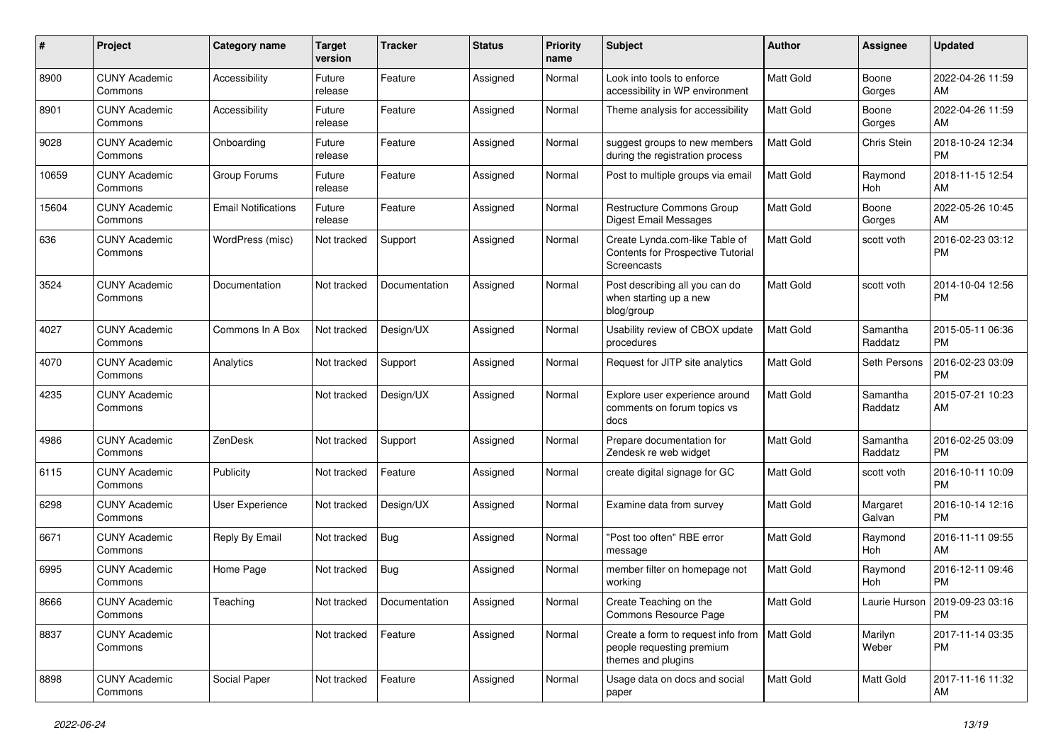| # | Project | Category name | Target version | Tracker | Status | Priority name | Subject | Author | Assignee | Updated |
|---|---|---|---|---|---|---|---|---|---|---|
| 8900 | CUNY Academic Commons | Accessibility | Future release | Feature | Assigned | Normal | Look into tools to enforce accessibility in WP environment | Matt Gold | Boone Gorges | 2022-04-26 11:59 AM |
| 8901 | CUNY Academic Commons | Accessibility | Future release | Feature | Assigned | Normal | Theme analysis for accessibility | Matt Gold | Boone Gorges | 2022-04-26 11:59 AM |
| 9028 | CUNY Academic Commons | Onboarding | Future release | Feature | Assigned | Normal | suggest groups to new members during the registration process | Matt Gold | Chris Stein | 2018-10-24 12:34 PM |
| 10659 | CUNY Academic Commons | Group Forums | Future release | Feature | Assigned | Normal | Post to multiple groups via email | Matt Gold | Raymond Hoh | 2018-11-15 12:54 AM |
| 15604 | CUNY Academic Commons | Email Notifications | Future release | Feature | Assigned | Normal | Restructure Commons Group Digest Email Messages | Matt Gold | Boone Gorges | 2022-05-26 10:45 AM |
| 636 | CUNY Academic Commons | WordPress (misc) | Not tracked | Support | Assigned | Normal | Create Lynda.com-like Table of Contents for Prospective Tutorial Screencasts | Matt Gold | scott voth | 2016-02-23 03:12 PM |
| 3524 | CUNY Academic Commons | Documentation | Not tracked | Documentation | Assigned | Normal | Post describing all you can do when starting up a new blog/group | Matt Gold | scott voth | 2014-10-04 12:56 PM |
| 4027 | CUNY Academic Commons | Commons In A Box | Not tracked | Design/UX | Assigned | Normal | Usability review of CBOX update procedures | Matt Gold | Samantha Raddatz | 2015-05-11 06:36 PM |
| 4070 | CUNY Academic Commons | Analytics | Not tracked | Support | Assigned | Normal | Request for JITP site analytics | Matt Gold | Seth Persons | 2016-02-23 03:09 PM |
| 4235 | CUNY Academic Commons | | Not tracked | Design/UX | Assigned | Normal | Explore user experience around comments on forum topics vs docs | Matt Gold | Samantha Raddatz | 2015-07-21 10:23 AM |
| 4986 | CUNY Academic Commons | ZenDesk | Not tracked | Support | Assigned | Normal | Prepare documentation for Zendesk re web widget | Matt Gold | Samantha Raddatz | 2016-02-25 03:09 PM |
| 6115 | CUNY Academic Commons | Publicity | Not tracked | Feature | Assigned | Normal | create digital signage for GC | Matt Gold | scott voth | 2016-10-11 10:09 PM |
| 6298 | CUNY Academic Commons | User Experience | Not tracked | Design/UX | Assigned | Normal | Examine data from survey | Matt Gold | Margaret Galvan | 2016-10-14 12:16 PM |
| 6671 | CUNY Academic Commons | Reply By Email | Not tracked | Bug | Assigned | Normal | "Post too often" RBE error message | Matt Gold | Raymond Hoh | 2016-11-11 09:55 AM |
| 6995 | CUNY Academic Commons | Home Page | Not tracked | Bug | Assigned | Normal | member filter on homepage not working | Matt Gold | Raymond Hoh | 2016-12-11 09:46 PM |
| 8666 | CUNY Academic Commons | Teaching | Not tracked | Documentation | Assigned | Normal | Create Teaching on the Commons Resource Page | Matt Gold | Laurie Hurson | 2019-09-23 03:16 PM |
| 8837 | CUNY Academic Commons | | Not tracked | Feature | Assigned | Normal | Create a form to request info from people requesting premium themes and plugins | Matt Gold | Marilyn Weber | 2017-11-14 03:35 PM |
| 8898 | CUNY Academic Commons | Social Paper | Not tracked | Feature | Assigned | Normal | Usage data on docs and social paper | Matt Gold | Matt Gold | 2017-11-16 11:32 AM |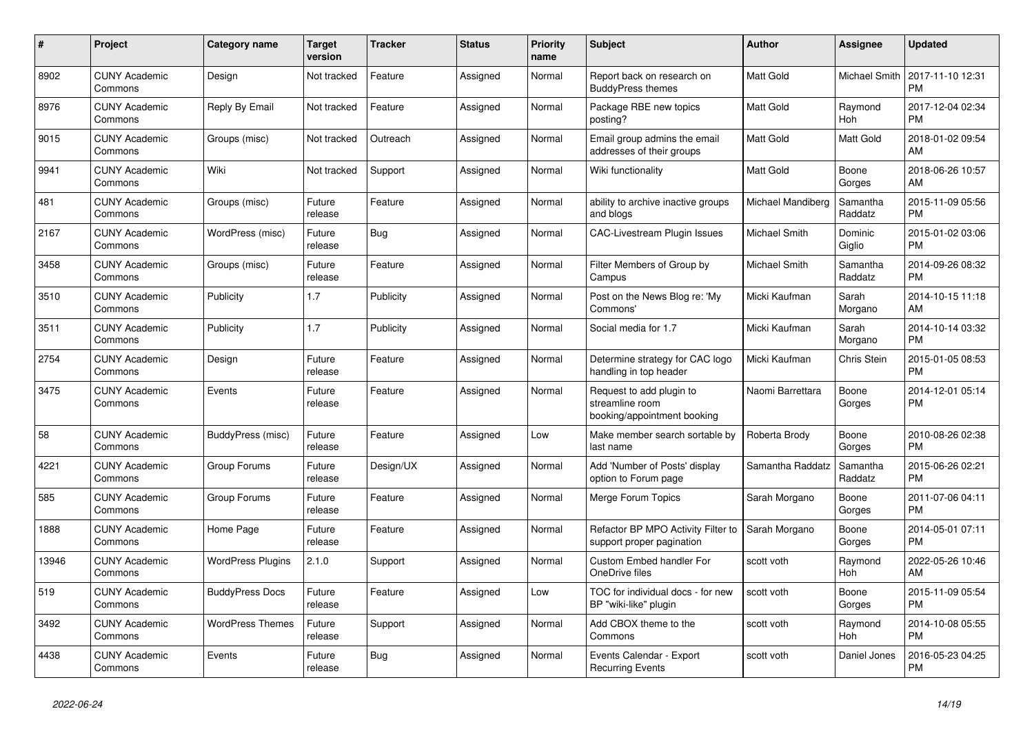| # | Project | Category name | Target version | Tracker | Status | Priority name | Subject | Author | Assignee | Updated |
|---|---|---|---|---|---|---|---|---|---|---|
| 8902 | CUNY Academic Commons | Design | Not tracked | Feature | Assigned | Normal | Report back on research on BuddyPress themes | Matt Gold | Michael Smith | 2017-11-10 12:31 PM |
| 8976 | CUNY Academic Commons | Reply By Email | Not tracked | Feature | Assigned | Normal | Package RBE new topics posting? | Matt Gold | Raymond Hoh | 2017-12-04 02:34 PM |
| 9015 | CUNY Academic Commons | Groups (misc) | Not tracked | Outreach | Assigned | Normal | Email group admins the email addresses of their groups | Matt Gold | Matt Gold | 2018-01-02 09:54 AM |
| 9941 | CUNY Academic Commons | Wiki | Not tracked | Support | Assigned | Normal | Wiki functionality | Matt Gold | Boone Gorges | 2018-06-26 10:57 AM |
| 481 | CUNY Academic Commons | Groups (misc) | Future release | Feature | Assigned | Normal | ability to archive inactive groups and blogs | Michael Mandiberg | Samantha Raddatz | 2015-11-09 05:56 PM |
| 2167 | CUNY Academic Commons | WordPress (misc) | Future release | Bug | Assigned | Normal | CAC-Livestream Plugin Issues | Michael Smith | Dominic Giglio | 2015-01-02 03:06 PM |
| 3458 | CUNY Academic Commons | Groups (misc) | Future release | Feature | Assigned | Normal | Filter Members of Group by Campus | Michael Smith | Samantha Raddatz | 2014-09-26 08:32 PM |
| 3510 | CUNY Academic Commons | Publicity | 1.7 | Publicity | Assigned | Normal | Post on the News Blog re: 'My Commons' | Micki Kaufman | Sarah Morgano | 2014-10-15 11:18 AM |
| 3511 | CUNY Academic Commons | Publicity | 1.7 | Publicity | Assigned | Normal | Social media for 1.7 | Micki Kaufman | Sarah Morgano | 2014-10-14 03:32 PM |
| 2754 | CUNY Academic Commons | Design | Future release | Feature | Assigned | Normal | Determine strategy for CAC logo handling in top header | Micki Kaufman | Chris Stein | 2015-01-05 08:53 PM |
| 3475 | CUNY Academic Commons | Events | Future release | Feature | Assigned | Normal | Request to add plugin to streamline room booking/appointment booking | Naomi Barrettara | Boone Gorges | 2014-12-01 05:14 PM |
| 58 | CUNY Academic Commons | BuddyPress (misc) | Future release | Feature | Assigned | Low | Make member search sortable by last name | Roberta Brody | Boone Gorges | 2010-08-26 02:38 PM |
| 4221 | CUNY Academic Commons | Group Forums | Future release | Design/UX | Assigned | Normal | Add 'Number of Posts' display option to Forum page | Samantha Raddatz | Samantha Raddatz | 2015-06-26 02:21 PM |
| 585 | CUNY Academic Commons | Group Forums | Future release | Feature | Assigned | Normal | Merge Forum Topics | Sarah Morgano | Boone Gorges | 2011-07-06 04:11 PM |
| 1888 | CUNY Academic Commons | Home Page | Future release | Feature | Assigned | Normal | Refactor BP MPO Activity Filter to support proper pagination | Sarah Morgano | Boone Gorges | 2014-05-01 07:11 PM |
| 13946 | CUNY Academic Commons | WordPress Plugins | 2.1.0 | Support | Assigned | Normal | Custom Embed handler For OneDrive files | scott voth | Raymond Hoh | 2022-05-26 10:46 AM |
| 519 | CUNY Academic Commons | BuddyPress Docs | Future release | Feature | Assigned | Low | TOC for individual docs - for new BP "wiki-like" plugin | scott voth | Boone Gorges | 2015-11-09 05:54 PM |
| 3492 | CUNY Academic Commons | WordPress Themes | Future release | Support | Assigned | Normal | Add CBOX theme to the Commons | scott voth | Raymond Hoh | 2014-10-08 05:55 PM |
| 4438 | CUNY Academic Commons | Events | Future release | Bug | Assigned | Normal | Events Calendar - Export Recurring Events | scott voth | Daniel Jones | 2016-05-23 04:25 PM |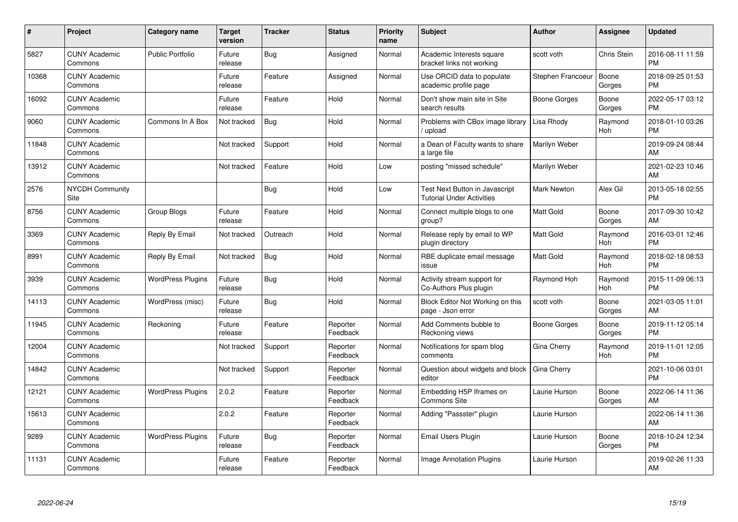| # | Project | Category name | Target version | Tracker | Status | Priority name | Subject | Author | Assignee | Updated |
|---|---|---|---|---|---|---|---|---|---|---|
| 5827 | CUNY Academic Commons | Public Portfolio | Future release | Bug | Assigned | Normal | Academic Interests square bracket links not working | scott voth | Chris Stein | 2016-08-11 11:59 PM |
| 10368 | CUNY Academic Commons | | Future release | Feature | Assigned | Normal | Use ORCID data to populate academic profile page | Stephen Francoeur | Boone Gorges | 2018-09-25 01:53 PM |
| 16092 | CUNY Academic Commons | | Future release | Feature | Hold | Normal | Don't show main site in Site search results | Boone Gorges | Boone Gorges | 2022-05-17 03:12 PM |
| 9060 | CUNY Academic Commons | Commons In A Box | Not tracked | Bug | Hold | Normal | Problems with CBox image library / upload | Lisa Rhody | Raymond Hoh | 2018-01-10 03:26 PM |
| 11848 | CUNY Academic Commons | | Not tracked | Support | Hold | Normal | a Dean of Faculty wants to share a large file | Marilyn Weber | | 2019-09-24 08:44 AM |
| 13912 | CUNY Academic Commons | | Not tracked | Feature | Hold | Low | posting "missed schedule" | Marilyn Weber | | 2021-02-23 10:46 AM |
| 2576 | NYCDH Community Site | | | Bug | Hold | Low | Test Next Button in Javascript Tutorial Under Activities | Mark Newton | Alex Gil | 2013-05-18 02:55 PM |
| 8756 | CUNY Academic Commons | Group Blogs | Future release | Feature | Hold | Normal | Connect multiple blogs to one group? | Matt Gold | Boone Gorges | 2017-09-30 10:42 AM |
| 3369 | CUNY Academic Commons | Reply By Email | Not tracked | Outreach | Hold | Normal | Release reply by email to WP plugin directory | Matt Gold | Raymond Hoh | 2016-03-01 12:46 PM |
| 8991 | CUNY Academic Commons | Reply By Email | Not tracked | Bug | Hold | Normal | RBE duplicate email message issue | Matt Gold | Raymond Hoh | 2018-02-18 08:53 PM |
| 3939 | CUNY Academic Commons | WordPress Plugins | Future release | Bug | Hold | Normal | Activity stream support for Co-Authors Plus plugin | Raymond Hoh | Raymond Hoh | 2015-11-09 06:13 PM |
| 14113 | CUNY Academic Commons | WordPress (misc) | Future release | Bug | Hold | Normal | Block Editor Not Working on this page - Json error | scott voth | Boone Gorges | 2021-03-05 11:01 AM |
| 11945 | CUNY Academic Commons | Reckoning | Future release | Feature | Reporter Feedback | Normal | Add Comments bubble to Reckoning views | Boone Gorges | Boone Gorges | 2019-11-12 05:14 PM |
| 12004 | CUNY Academic Commons | | Not tracked | Support | Reporter Feedback | Normal | Notifications for spam blog comments | Gina Cherry | Raymond Hoh | 2019-11-01 12:05 PM |
| 14842 | CUNY Academic Commons | | Not tracked | Support | Reporter Feedback | Normal | Question about widgets and block editor | Gina Cherry | | 2021-10-06 03:01 PM |
| 12121 | CUNY Academic Commons | WordPress Plugins | 2.0.2 | Feature | Reporter Feedback | Normal | Embedding H5P Iframes on Commons Site | Laurie Hurson | Boone Gorges | 2022-06-14 11:36 AM |
| 15613 | CUNY Academic Commons | | 2.0.2 | Feature | Reporter Feedback | Normal | Adding "Passster" plugin | Laurie Hurson | | 2022-06-14 11:36 AM |
| 9289 | CUNY Academic Commons | WordPress Plugins | Future release | Bug | Reporter Feedback | Normal | Email Users Plugin | Laurie Hurson | Boone Gorges | 2018-10-24 12:34 PM |
| 11131 | CUNY Academic Commons | | Future release | Feature | Reporter Feedback | Normal | Image Annotation Plugins | Laurie Hurson | | 2019-02-26 11:33 AM |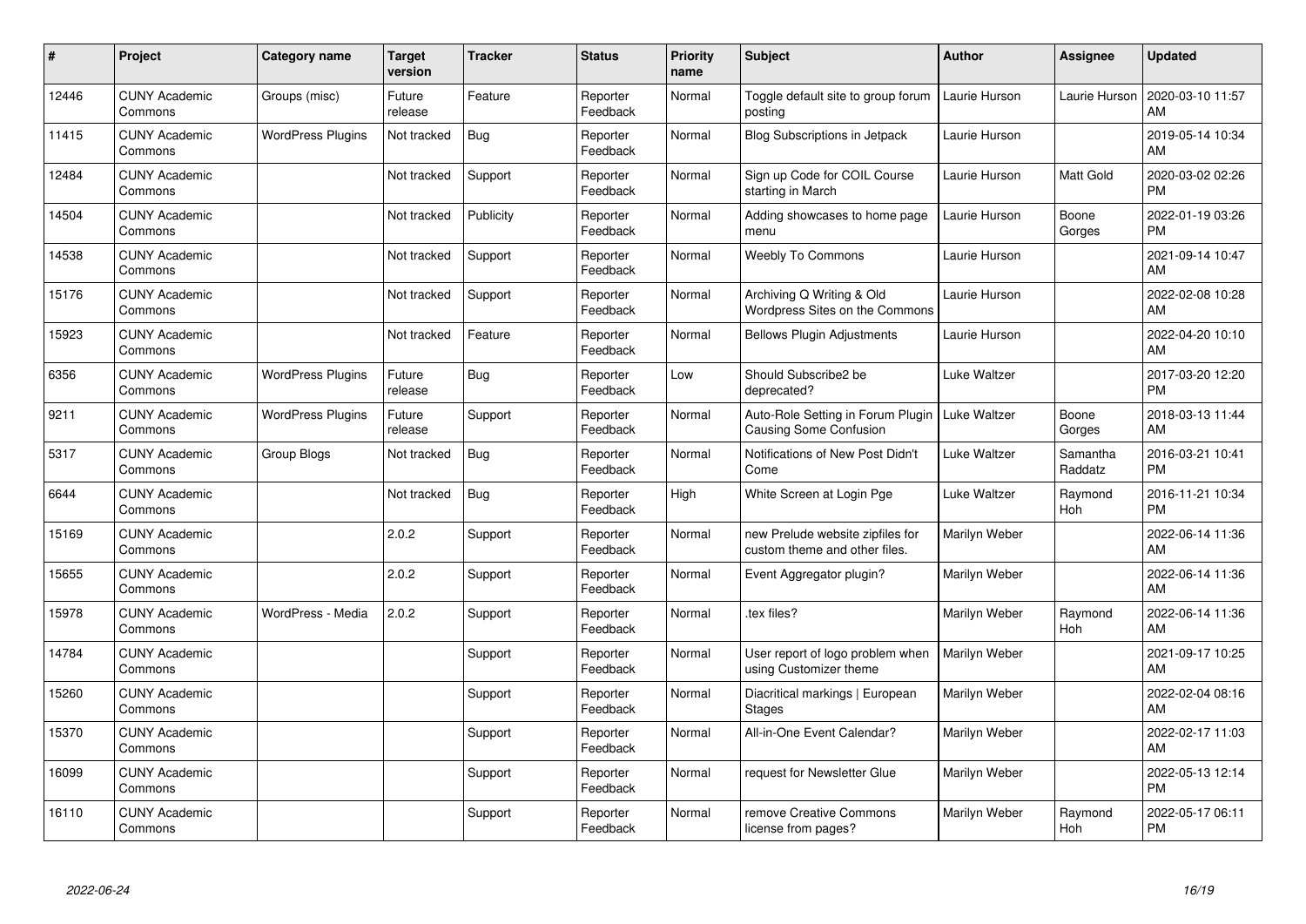| # | Project | Category name | Target version | Tracker | Status | Priority name | Subject | Author | Assignee | Updated |
|---|---|---|---|---|---|---|---|---|---|---|
| 12446 | CUNY Academic Commons | Groups (misc) | Future release | Feature | Reporter Feedback | Normal | Toggle default site to group forum posting | Laurie Hurson | Laurie Hurson | 2020-03-10 11:57 AM |
| 11415 | CUNY Academic Commons | WordPress Plugins | Not tracked | Bug | Reporter Feedback | Normal | Blog Subscriptions in Jetpack | Laurie Hurson | | 2019-05-14 10:34 AM |
| 12484 | CUNY Academic Commons | | Not tracked | Support | Reporter Feedback | Normal | Sign up Code for COIL Course starting in March | Laurie Hurson | Matt Gold | 2020-03-02 02:26 PM |
| 14504 | CUNY Academic Commons | | Not tracked | Publicity | Reporter Feedback | Normal | Adding showcases to home page menu | Laurie Hurson | Boone Gorges | 2022-01-19 03:26 PM |
| 14538 | CUNY Academic Commons | | Not tracked | Support | Reporter Feedback | Normal | Weebly To Commons | Laurie Hurson | | 2021-09-14 10:47 AM |
| 15176 | CUNY Academic Commons | | Not tracked | Support | Reporter Feedback | Normal | Archiving Q Writing & Old Wordpress Sites on the Commons | Laurie Hurson | | 2022-02-08 10:28 AM |
| 15923 | CUNY Academic Commons | | Not tracked | Feature | Reporter Feedback | Normal | Bellows Plugin Adjustments | Laurie Hurson | | 2022-04-20 10:10 AM |
| 6356 | CUNY Academic Commons | WordPress Plugins | Future release | Bug | Reporter Feedback | Low | Should Subscribe2 be deprecated? | Luke Waltzer | | 2017-03-20 12:20 PM |
| 9211 | CUNY Academic Commons | WordPress Plugins | Future release | Support | Reporter Feedback | Normal | Auto-Role Setting in Forum Plugin Causing Some Confusion | Luke Waltzer | Boone Gorges | 2018-03-13 11:44 AM |
| 5317 | CUNY Academic Commons | Group Blogs | Not tracked | Bug | Reporter Feedback | Normal | Notifications of New Post Didn't Come | Luke Waltzer | Samantha Raddatz | 2016-03-21 10:41 PM |
| 6644 | CUNY Academic Commons | | Not tracked | Bug | Reporter Feedback | High | White Screen at Login Pge | Luke Waltzer | Raymond Hoh | 2016-11-21 10:34 PM |
| 15169 | CUNY Academic Commons | | 2.0.2 | Support | Reporter Feedback | Normal | new Prelude website zipfiles for custom theme and other files. | Marilyn Weber | | 2022-06-14 11:36 AM |
| 15655 | CUNY Academic Commons | | 2.0.2 | Support | Reporter Feedback | Normal | Event Aggregator plugin? | Marilyn Weber | | 2022-06-14 11:36 AM |
| 15978 | CUNY Academic Commons | WordPress - Media | 2.0.2 | Support | Reporter Feedback | Normal | .tex files? | Marilyn Weber | Raymond Hoh | 2022-06-14 11:36 AM |
| 14784 | CUNY Academic Commons | | | Support | Reporter Feedback | Normal | User report of logo problem when using Customizer theme | Marilyn Weber | | 2021-09-17 10:25 AM |
| 15260 | CUNY Academic Commons | | | Support | Reporter Feedback | Normal | Diacritical markings \| European Stages | Marilyn Weber | | 2022-02-04 08:16 AM |
| 15370 | CUNY Academic Commons | | | Support | Reporter Feedback | Normal | All-in-One Event Calendar? | Marilyn Weber | | 2022-02-17 11:03 AM |
| 16099 | CUNY Academic Commons | | | Support | Reporter Feedback | Normal | request for Newsletter Glue | Marilyn Weber | | 2022-05-13 12:14 PM |
| 16110 | CUNY Academic Commons | | | Support | Reporter Feedback | Normal | remove Creative Commons license from pages? | Marilyn Weber | Raymond Hoh | 2022-05-17 06:11 PM |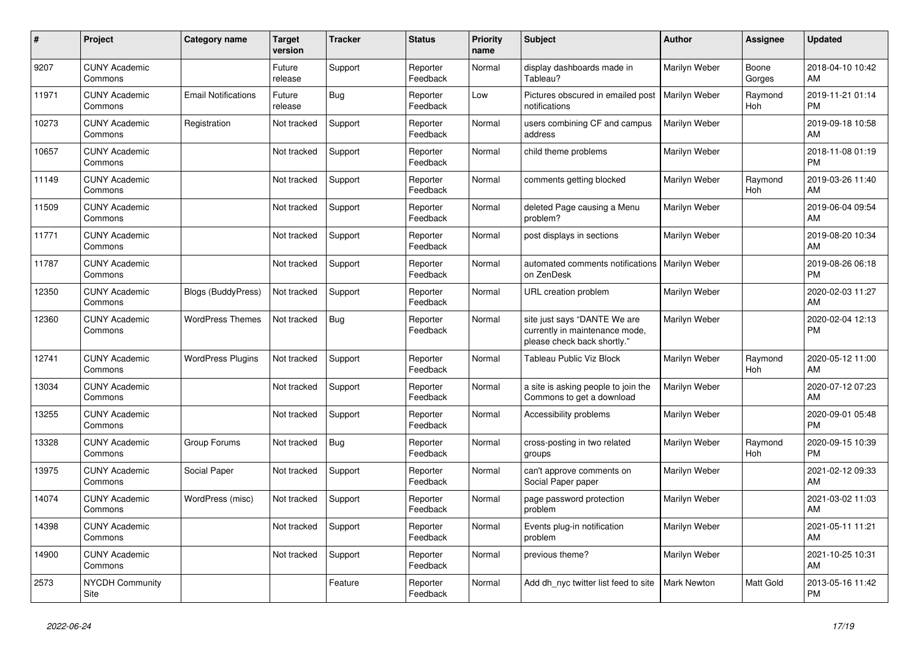| # | Project | Category name | Target version | Tracker | Status | Priority name | Subject | Author | Assignee | Updated |
|---|---|---|---|---|---|---|---|---|---|---|
| 9207 | CUNY Academic Commons | | Future release | Support | Reporter Feedback | Normal | display dashboards made in Tableau? | Marilyn Weber | Boone Gorges | 2018-04-10 10:42 AM |
| 11971 | CUNY Academic Commons | Email Notifications | Future release | Bug | Reporter Feedback | Low | Pictures obscured in emailed post notifications | Marilyn Weber | Raymond Hoh | 2019-11-21 01:14 PM |
| 10273 | CUNY Academic Commons | Registration | Not tracked | Support | Reporter Feedback | Normal | users combining CF and campus address | Marilyn Weber | | 2019-09-18 10:58 AM |
| 10657 | CUNY Academic Commons | | Not tracked | Support | Reporter Feedback | Normal | child theme problems | Marilyn Weber | | 2018-11-08 01:19 PM |
| 11149 | CUNY Academic Commons | | Not tracked | Support | Reporter Feedback | Normal | comments getting blocked | Marilyn Weber | Raymond Hoh | 2019-03-26 11:40 AM |
| 11509 | CUNY Academic Commons | | Not tracked | Support | Reporter Feedback | Normal | deleted Page causing a Menu problem? | Marilyn Weber | | 2019-06-04 09:54 AM |
| 11771 | CUNY Academic Commons | | Not tracked | Support | Reporter Feedback | Normal | post displays in sections | Marilyn Weber | | 2019-08-20 10:34 AM |
| 11787 | CUNY Academic Commons | | Not tracked | Support | Reporter Feedback | Normal | automated comments notifications on ZenDesk | Marilyn Weber | | 2019-08-26 06:18 PM |
| 12350 | CUNY Academic Commons | Blogs (BuddyPress) | Not tracked | Support | Reporter Feedback | Normal | URL creation problem | Marilyn Weber | | 2020-02-03 11:27 AM |
| 12360 | CUNY Academic Commons | WordPress Themes | Not tracked | Bug | Reporter Feedback | Normal | site just says "DANTE We are currently in maintenance mode, please check back shortly." | Marilyn Weber | | 2020-02-04 12:13 PM |
| 12741 | CUNY Academic Commons | WordPress Plugins | Not tracked | Support | Reporter Feedback | Normal | Tableau Public Viz Block | Marilyn Weber | Raymond Hoh | 2020-05-12 11:00 AM |
| 13034 | CUNY Academic Commons | | Not tracked | Support | Reporter Feedback | Normal | a site is asking people to join the Commons to get a download | Marilyn Weber | | 2020-07-12 07:23 AM |
| 13255 | CUNY Academic Commons | | Not tracked | Support | Reporter Feedback | Normal | Accessibility problems | Marilyn Weber | | 2020-09-01 05:48 PM |
| 13328 | CUNY Academic Commons | Group Forums | Not tracked | Bug | Reporter Feedback | Normal | cross-posting in two related groups | Marilyn Weber | Raymond Hoh | 2020-09-15 10:39 PM |
| 13975 | CUNY Academic Commons | Social Paper | Not tracked | Support | Reporter Feedback | Normal | can't approve comments on Social Paper paper | Marilyn Weber | | 2021-02-12 09:33 AM |
| 14074 | CUNY Academic Commons | WordPress (misc) | Not tracked | Support | Reporter Feedback | Normal | page password protection problem | Marilyn Weber | | 2021-03-02 11:03 AM |
| 14398 | CUNY Academic Commons | | Not tracked | Support | Reporter Feedback | Normal | Events plug-in notification problem | Marilyn Weber | | 2021-05-11 11:21 AM |
| 14900 | CUNY Academic Commons | | Not tracked | Support | Reporter Feedback | Normal | previous theme? | Marilyn Weber | | 2021-10-25 10:31 AM |
| 2573 | NYCDH Community Site | | | Feature | Reporter Feedback | Normal | Add dh_nyc twitter list feed to site | Mark Newton | Matt Gold | 2013-05-16 11:42 PM |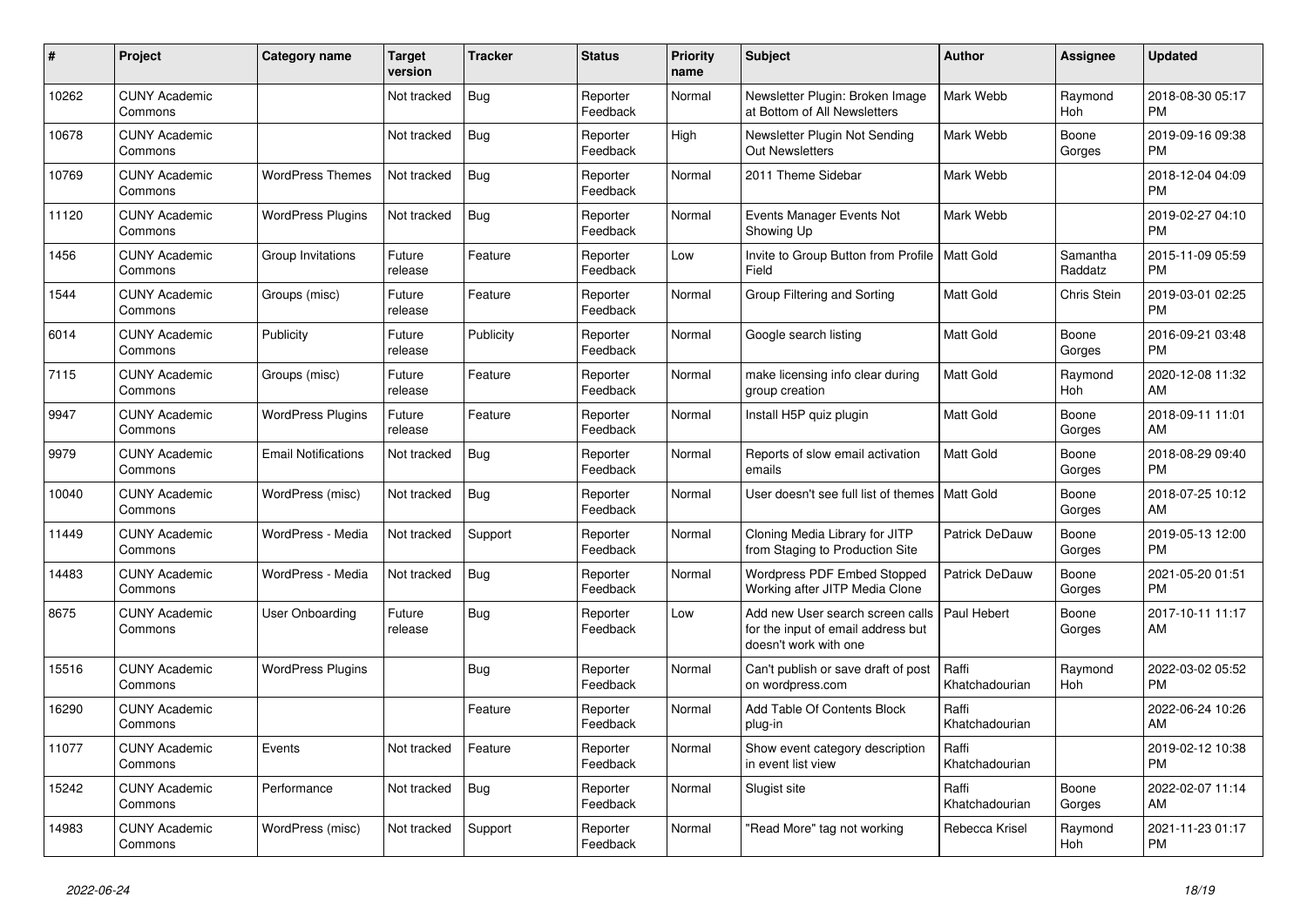| # | Project | Category name | Target version | Tracker | Status | Priority name | Subject | Author | Assignee | Updated |
|---|---|---|---|---|---|---|---|---|---|---|
| 10262 | CUNY Academic Commons | | Not tracked | Bug | Reporter Feedback | Normal | Newsletter Plugin: Broken Image at Bottom of All Newsletters | Mark Webb | Raymond Hoh | 2018-08-30 05:17 PM |
| 10678 | CUNY Academic Commons | | Not tracked | Bug | Reporter Feedback | High | Newsletter Plugin Not Sending Out Newsletters | Mark Webb | Boone Gorges | 2019-09-16 09:38 PM |
| 10769 | CUNY Academic Commons | WordPress Themes | Not tracked | Bug | Reporter Feedback | Normal | 2011 Theme Sidebar | Mark Webb | | 2018-12-04 04:09 PM |
| 11120 | CUNY Academic Commons | WordPress Plugins | Not tracked | Bug | Reporter Feedback | Normal | Events Manager Events Not Showing Up | Mark Webb | | 2019-02-27 04:10 PM |
| 1456 | CUNY Academic Commons | Group Invitations | Future release | Feature | Reporter Feedback | Low | Invite to Group Button from Profile Field | Matt Gold | Samantha Raddatz | 2015-11-09 05:59 PM |
| 1544 | CUNY Academic Commons | Groups (misc) | Future release | Feature | Reporter Feedback | Normal | Group Filtering and Sorting | Matt Gold | Chris Stein | 2019-03-01 02:25 PM |
| 6014 | CUNY Academic Commons | Publicity | Future release | Publicity | Reporter Feedback | Normal | Google search listing | Matt Gold | Boone Gorges | 2016-09-21 03:48 PM |
| 7115 | CUNY Academic Commons | Groups (misc) | Future release | Feature | Reporter Feedback | Normal | make licensing info clear during group creation | Matt Gold | Raymond Hoh | 2020-12-08 11:32 AM |
| 9947 | CUNY Academic Commons | WordPress Plugins | Future release | Feature | Reporter Feedback | Normal | Install H5P quiz plugin | Matt Gold | Boone Gorges | 2018-09-11 11:01 AM |
| 9979 | CUNY Academic Commons | Email Notifications | Not tracked | Bug | Reporter Feedback | Normal | Reports of slow email activation emails | Matt Gold | Boone Gorges | 2018-08-29 09:40 PM |
| 10040 | CUNY Academic Commons | WordPress (misc) | Not tracked | Bug | Reporter Feedback | Normal | User doesn't see full list of themes | Matt Gold | Boone Gorges | 2018-07-25 10:12 AM |
| 11449 | CUNY Academic Commons | WordPress - Media | Not tracked | Support | Reporter Feedback | Normal | Cloning Media Library for JITP from Staging to Production Site | Patrick DeDauw | Boone Gorges | 2019-05-13 12:00 PM |
| 14483 | CUNY Academic Commons | WordPress - Media | Not tracked | Bug | Reporter Feedback | Normal | Wordpress PDF Embed Stopped Working after JITP Media Clone | Patrick DeDauw | Boone Gorges | 2021-05-20 01:51 PM |
| 8675 | CUNY Academic Commons | User Onboarding | Future release | Bug | Reporter Feedback | Low | Add new User search screen calls for the input of email address but doesn't work with one | Paul Hebert | Boone Gorges | 2017-10-11 11:17 AM |
| 15516 | CUNY Academic Commons | WordPress Plugins | | Bug | Reporter Feedback | Normal | Can't publish or save draft of post on wordpress.com | Raffi Khatchadourian | Raymond Hoh | 2022-03-02 05:52 PM |
| 16290 | CUNY Academic Commons | | | Feature | Reporter Feedback | Normal | Add Table Of Contents Block plug-in | Raffi Khatchadourian | | 2022-06-24 10:26 AM |
| 11077 | CUNY Academic Commons | Events | Not tracked | Feature | Reporter Feedback | Normal | Show event category description in event list view | Raffi Khatchadourian | | 2019-02-12 10:38 PM |
| 15242 | CUNY Academic Commons | Performance | Not tracked | Bug | Reporter Feedback | Normal | Slugist site | Raffi Khatchadourian | Boone Gorges | 2022-02-07 11:14 AM |
| 14983 | CUNY Academic Commons | WordPress (misc) | Not tracked | Support | Reporter Feedback | Normal | "Read More" tag not working | Rebecca Krisel | Raymond Hoh | 2021-11-23 01:17 PM |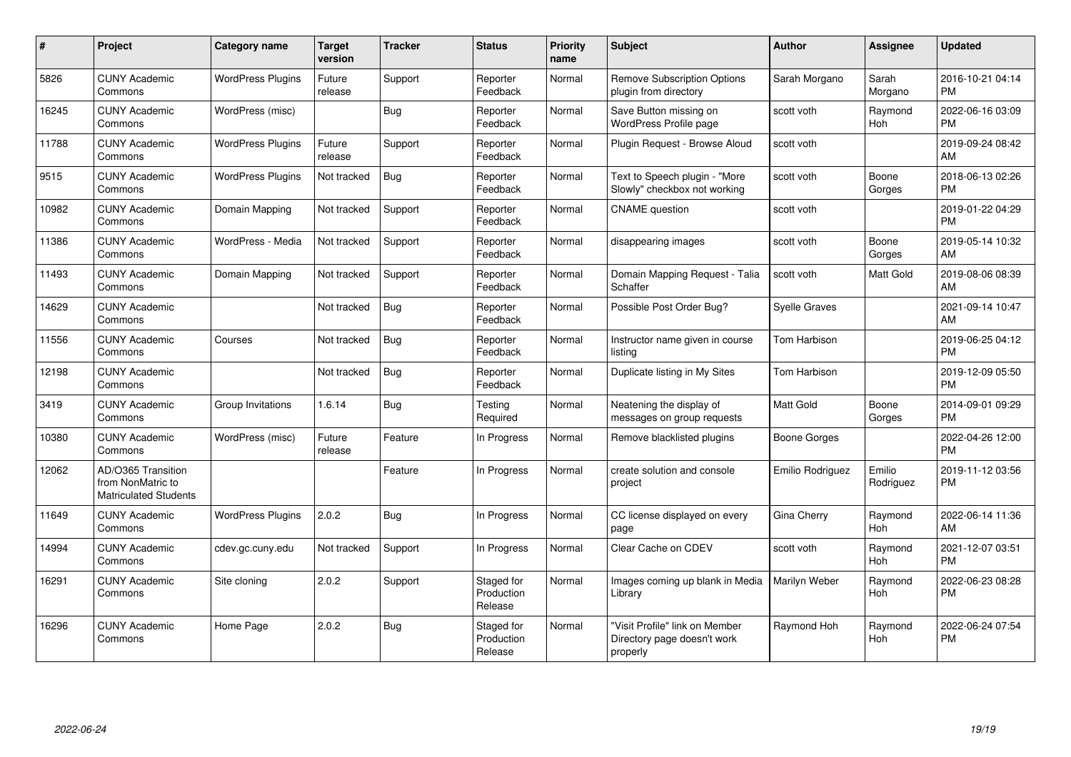| # | Project | Category name | Target version | Tracker | Status | Priority name | Subject | Author | Assignee | Updated |
|---|---|---|---|---|---|---|---|---|---|---|
| 5826 | CUNY Academic Commons | WordPress Plugins | Future release | Support | Reporter Feedback | Normal | Remove Subscription Options plugin from directory | Sarah Morgano | Sarah Morgano | 2016-10-21 04:14 PM |
| 16245 | CUNY Academic Commons | WordPress (misc) | | Bug | Reporter Feedback | Normal | Save Button missing on WordPress Profile page | scott voth | Raymond Hoh | 2022-06-16 03:09 PM |
| 11788 | CUNY Academic Commons | WordPress Plugins | Future release | Support | Reporter Feedback | Normal | Plugin Request - Browse Aloud | scott voth | | 2019-09-24 08:42 AM |
| 9515 | CUNY Academic Commons | WordPress Plugins | Not tracked | Bug | Reporter Feedback | Normal | Text to Speech plugin - "More Slowly" checkbox not working | scott voth | Boone Gorges | 2018-06-13 02:26 PM |
| 10982 | CUNY Academic Commons | Domain Mapping | Not tracked | Support | Reporter Feedback | Normal | CNAME question | scott voth | | 2019-01-22 04:29 PM |
| 11386 | CUNY Academic Commons | WordPress - Media | Not tracked | Support | Reporter Feedback | Normal | disappearing images | scott voth | Boone Gorges | 2019-05-14 10:32 AM |
| 11493 | CUNY Academic Commons | Domain Mapping | Not tracked | Support | Reporter Feedback | Normal | Domain Mapping Request - Talia Schaffer | scott voth | Matt Gold | 2019-08-06 08:39 AM |
| 14629 | CUNY Academic Commons | | Not tracked | Bug | Reporter Feedback | Normal | Possible Post Order Bug? | Syelle Graves | | 2021-09-14 10:47 AM |
| 11556 | CUNY Academic Commons | Courses | Not tracked | Bug | Reporter Feedback | Normal | Instructor name given in course listing | Tom Harbison | | 2019-06-25 04:12 PM |
| 12198 | CUNY Academic Commons | | Not tracked | Bug | Reporter Feedback | Normal | Duplicate listing in My Sites | Tom Harbison | | 2019-12-09 05:50 PM |
| 3419 | CUNY Academic Commons | Group Invitations | 1.6.14 | Bug | Testing Required | Normal | Neatening the display of messages on group requests | Matt Gold | Boone Gorges | 2014-09-01 09:29 PM |
| 10380 | CUNY Academic Commons | WordPress (misc) | Future release | Feature | In Progress | Normal | Remove blacklisted plugins | Boone Gorges | | 2022-04-26 12:00 PM |
| 12062 | AD/O365 Transition from NonMatric to Matriculated Students | | | Feature | In Progress | Normal | create solution and console project | Emilio Rodriguez | Emilio Rodriguez | 2019-11-12 03:56 PM |
| 11649 | CUNY Academic Commons | WordPress Plugins | 2.0.2 | Bug | In Progress | Normal | CC license displayed on every page | Gina Cherry | Raymond Hoh | 2022-06-14 11:36 AM |
| 14994 | CUNY Academic Commons | cdev.gc.cuny.edu | Not tracked | Support | In Progress | Normal | Clear Cache on CDEV | scott voth | Raymond Hoh | 2021-12-07 03:51 PM |
| 16291 | CUNY Academic Commons | Site cloning | 2.0.2 | Support | Staged for Production Release | Normal | Images coming up blank in Media Library | Marilyn Weber | Raymond Hoh | 2022-06-23 08:28 PM |
| 16296 | CUNY Academic Commons | Home Page | 2.0.2 | Bug | Staged for Production Release | Normal | "Visit Profile" link on Member Directory page doesn't work properly | Raymond Hoh | Raymond Hoh | 2022-06-24 07:54 PM |